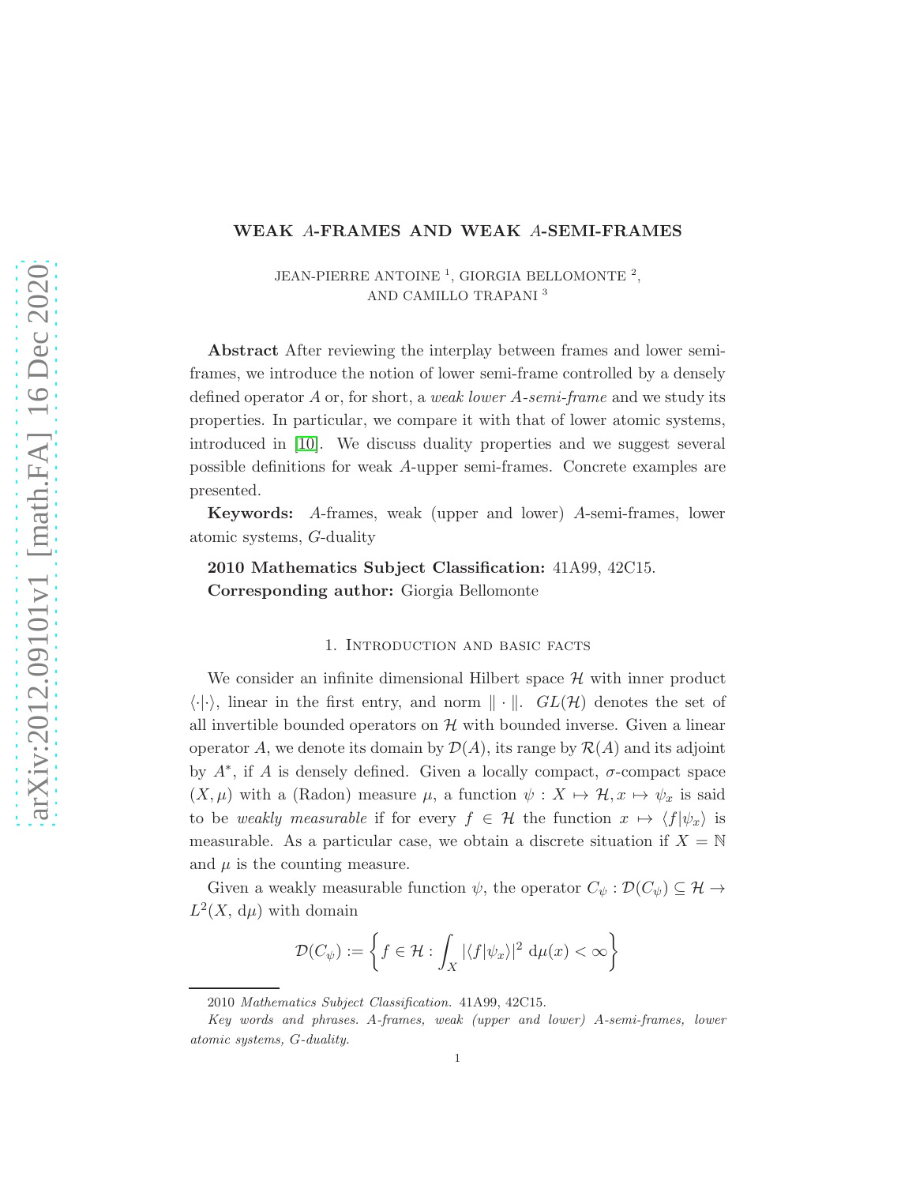# WEAK $A$-FRAMES AND WEAK $A$-SEMI-FRAMES

JEAN-PIERRE ANTOINE [1], GIORGIA BELLOMONTE [2], AND CAMILLO TRAPANI [3]

**Abstract** After reviewing the interplay between frames and lower semi-frames, we introduce the notion of lower semi-frame controlled by a densely defined operator $A$ or, for short, a *weak lower $A$-semi-frame* and we study its properties. In particular, we compare it with that of lower atomic systems, introduced in [10]. We discuss duality properties and we suggest several possible definitions for weak $A$-upper semi-frames. Concrete examples are presented.

**Keywords:** $A$-frames, weak (upper and lower) $A$-semi-frames, lower atomic systems, $G$-duality

**2010 Mathematics Subject Classification:** 41A99, 42C15.
**Corresponding author:** Giorgia Bellomonte

## 1. Introduction and basic facts

We consider an infinite dimensional Hilbert space $\mathcal{H}$ with inner product $\langle\cdot|\cdot\rangle$, linear in the first entry, and norm $\|\cdot\|$. $GL(\mathcal{H})$ denotes the set of all invertible bounded operators on $\mathcal{H}$ with bounded inverse. Given a linear operator $A$, we denote its domain by $\mathcal{D}(A)$, its range by $\mathcal{R}(A)$ and its adjoint by $A^*$, if $A$ is densely defined. Given a locally compact, $\sigma$-compact space $(X, \mu)$ with a (Radon) measure $\mu$, a function $\psi : X \mapsto \mathcal{H}, x \mapsto \psi_x$ is said to be *weakly measurable* if for every $f \in \mathcal{H}$ the function $x \mapsto \langle f|\psi_x\rangle$ is measurable. As a particular case, we obtain a discrete situation if $X = \mathbb{N}$ and $\mu$ is the counting measure.

Given a weakly measurable function $\psi$, the operator $C_\psi : \mathcal{D}(C_\psi) \subseteq \mathcal{H} \to L^2(X, \mathrm{d}\mu)$ with domain

$$\mathcal{D}(C_\psi) := \left\{ f \in \mathcal{H} : \int_X |\langle f|\psi_x\rangle|^2 \,\mathrm{d}\mu(x) < \infty \right\}$$

2010 *Mathematics Subject Classification.* 41A99, 42C15.

*Key words and phrases. A-frames, weak (upper and lower) A-semi-frames, lower atomic systems, G-duality.*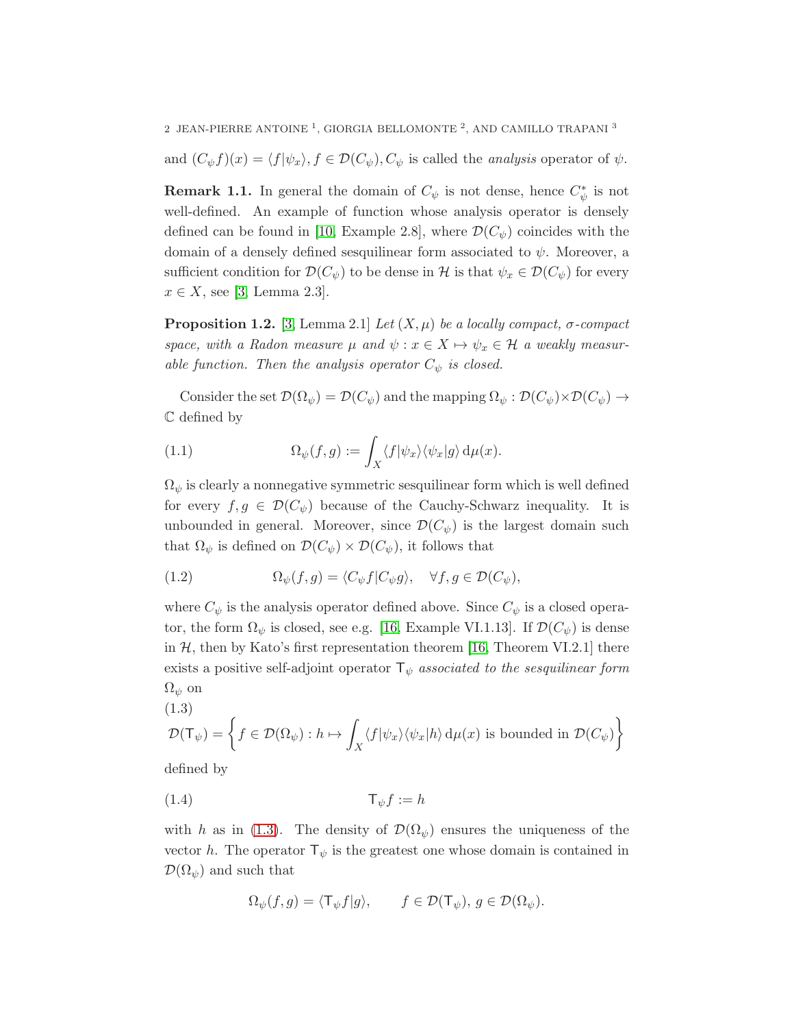and $(C_\psi f)(x) = \langle f|\psi_x\rangle$, $f \in \mathcal{D}(C_\psi)$, $C_\psi$ is called the *analysis* operator of $\psi$.

**Remark 1.1.** In general the domain of $C_\psi$ is not dense, hence $C_\psi^*$ is not well-defined. An example of function whose analysis operator is densely defined can be found in [10, Example 2.8], where $\mathcal{D}(C_\psi)$ coincides with the domain of a densely defined sesquilinear form associated to $\psi$. Moreover, a sufficient condition for $\mathcal{D}(C_\psi)$ to be dense in $\mathcal{H}$ is that $\psi_x \in \mathcal{D}(C_\psi)$ for every $x \in X$, see [3, Lemma 2.3].

**Proposition 1.2.** [3, Lemma 2.1] *Let $(X, \mu)$ be a locally compact, $\sigma$-compact space, with a Radon measure $\mu$ and $\psi : x \in X \mapsto \psi_x \in \mathcal{H}$ a weakly measurable function. Then the analysis operator $C_\psi$ is closed.*

Consider the set $\mathcal{D}(\Omega_\psi) = \mathcal{D}(C_\psi)$ and the mapping $\Omega_\psi : \mathcal{D}(C_\psi) \times \mathcal{D}(C_\psi) \to \mathbb{C}$ defined by

$$\Omega_\psi(f, g) := \int_X \langle f|\psi_x\rangle\langle\psi_x|g\rangle \, \mathrm{d}\mu(x). \tag{1.1}$$

$\Omega_\psi$ is clearly a nonnegative symmetric sesquilinear form which is well defined for every $f, g \in \mathcal{D}(C_\psi)$ because of the Cauchy-Schwarz inequality. It is unbounded in general. Moreover, since $\mathcal{D}(C_\psi)$ is the largest domain such that $\Omega_\psi$ is defined on $\mathcal{D}(C_\psi) \times \mathcal{D}(C_\psi)$, it follows that

$$\Omega_\psi(f, g) = \langle C_\psi f|C_\psi g\rangle, \quad \forall f, g \in \mathcal{D}(C_\psi), \tag{1.2}$$

where $C_\psi$ is the analysis operator defined above. Since $C_\psi$ is a closed operator, the form $\Omega_\psi$ is closed, see e.g. [16, Example VI.1.13]. If $\mathcal{D}(C_\psi)$ is dense in $\mathcal{H}$, then by Kato's first representation theorem [16, Theorem VI.2.1] there exists a positive self-adjoint operator $\mathsf{T}_\psi$ *associated to the sesquilinear form* $\Omega_\psi$ on

$$\mathcal{D}(\mathsf{T}_\psi) = \left\{ f \in \mathcal{D}(\Omega_\psi) : h \mapsto \int_X \langle f|\psi_x\rangle\langle\psi_x|h\rangle \, \mathrm{d}\mu(x) \text{ is bounded in } \mathcal{D}(C_\psi) \right\} \tag{1.3}$$

defined by

$$\mathsf{T}_\psi f := h \tag{1.4}$$

with $h$ as in (1.3). The density of $\mathcal{D}(\Omega_\psi)$ ensures the uniqueness of the vector $h$. The operator $\mathsf{T}_\psi$ is the greatest one whose domain is contained in $\mathcal{D}(\Omega_\psi)$ and such that

$$\Omega_\psi(f, g) = \langle \mathsf{T}_\psi f|g\rangle, \qquad f \in \mathcal{D}(\mathsf{T}_\psi), \, g \in \mathcal{D}(\Omega_\psi).$$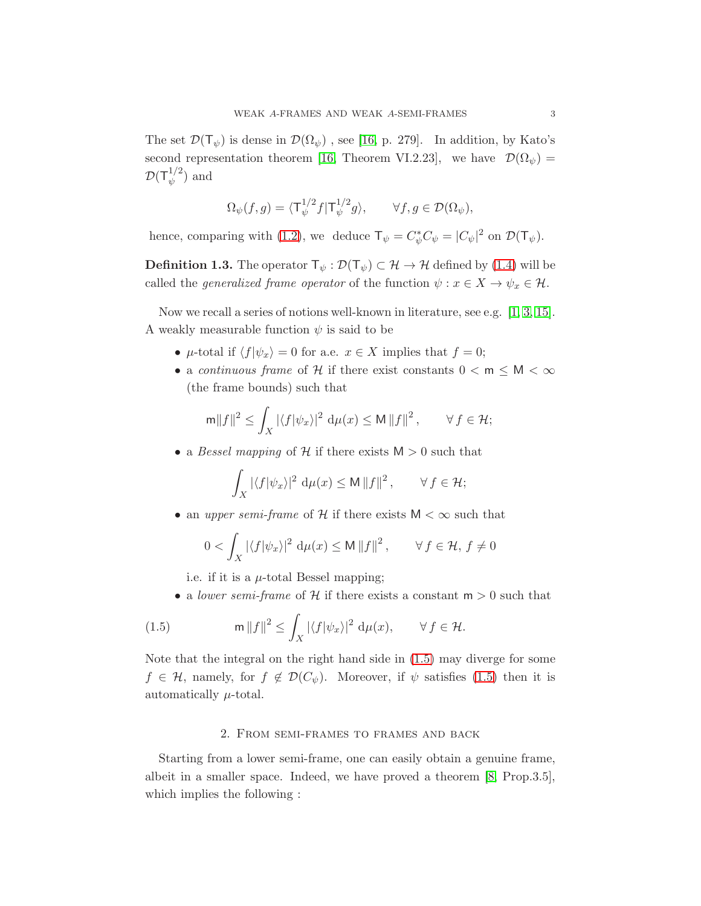The set $\mathcal{D}(\mathsf{T}_\psi)$ is dense in $\mathcal{D}(\Omega_\psi)$ , see [16, p. 279]. In addition, by Kato's second representation theorem [16, Theorem VI.2.23], we have $\mathcal{D}(\Omega_\psi) = \mathcal{D}(\mathsf{T}_\psi^{1/2})$ and

$$\Omega_\psi(f,g) = \langle \mathsf{T}_\psi^{1/2} f | \mathsf{T}_\psi^{1/2} g \rangle, \qquad \forall f, g \in \mathcal{D}(\Omega_\psi),$$

hence, comparing with (1.2), we deduce $\mathsf{T}_\psi = C_\psi^* C_\psi = |C_\psi|^2$ on $\mathcal{D}(\mathsf{T}_\psi)$.

**Definition 1.3.** The operator $\mathsf{T}_\psi : \mathcal{D}(\mathsf{T}_\psi) \subset \mathcal{H} \to \mathcal{H}$ defined by (1.4) will be called the *generalized frame operator* of the function $\psi : x \in X \to \psi_x \in \mathcal{H}$.

Now we recall a series of notions well-known in literature, see e.g. [1, 3, 15]. A weakly measurable function $\psi$ is said to be

- $\mu$-total if $\langle f|\psi_x \rangle = 0$ for a.e. $x \in X$ implies that $f = 0$;
- a *continuous frame* of $\mathcal{H}$ if there exist constants $0 < \mathsf{m} \leq \mathsf{M} < \infty$ (the frame bounds) such that

$$\mathsf{m}\|f\|^2 \leq \int_X |\langle f|\psi_x\rangle|^2 \, \mathrm{d}\mu(x) \leq \mathsf{M}\,\|f\|^2, \qquad \forall\, f \in \mathcal{H};$$

- a *Bessel mapping* of $\mathcal{H}$ if there exists $\mathsf{M} > 0$ such that

$$\int_X |\langle f|\psi_x\rangle|^2 \, \mathrm{d}\mu(x) \leq \mathsf{M}\,\|f\|^2, \qquad \forall\, f \in \mathcal{H};$$

- an *upper semi-frame* of $\mathcal{H}$ if there exists $\mathsf{M} < \infty$ such that

$$0 < \int_X |\langle f|\psi_x\rangle|^2 \, \mathrm{d}\mu(x) \leq \mathsf{M}\,\|f\|^2, \qquad \forall\, f \in \mathcal{H},\ f \neq 0$$

  i.e. if it is a $\mu$-total Bessel mapping;
- a *lower semi-frame* of $\mathcal{H}$ if there exists a constant $\mathsf{m} > 0$ such that

$$\mathsf{m}\,\|f\|^2 \leq \int_X |\langle f|\psi_x\rangle|^2 \, \mathrm{d}\mu(x), \qquad \forall\, f \in \mathcal{H}. \tag{1.5}$$

Note that the integral on the right hand side in (1.5) may diverge for some $f \in \mathcal{H}$, namely, for $f \notin \mathcal{D}(C_\psi)$. Moreover, if $\psi$ satisfies (1.5) then it is automatically $\mu$-total.

## 2. From semi-frames to frames and back

Starting from a lower semi-frame, one can easily obtain a genuine frame, albeit in a smaller space. Indeed, we have proved a theorem [8, Prop.3.5], which implies the following :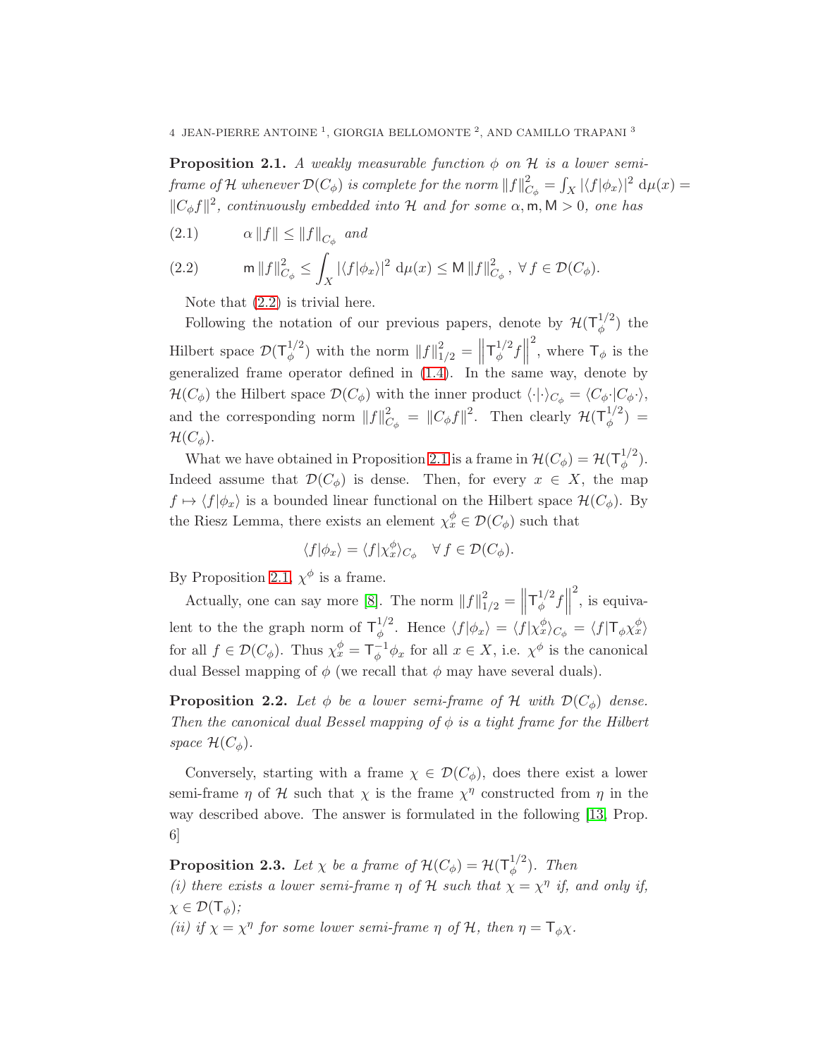**Proposition 2.1.** *A weakly measurable function $\phi$ on $\mathcal{H}$ is a lower semi-frame of $\mathcal{H}$ whenever $\mathcal{D}(C_\phi)$ is complete for the norm $\|f\|_{C_\phi}^2 = \int_X |\langle f|\phi_x\rangle|^2 \,\mathrm{d}\mu(x) = \|C_\phi f\|^2$, continuously embedded into $\mathcal{H}$ and for some $\alpha, \mathsf{m}, \mathsf{M} > 0$, one has*

$$\alpha \|f\| \leq \|f\|_{C_\phi} \quad \text{and} \tag{2.1}$$

$$\mathsf{m}\, \|f\|_{C_\phi}^2 \leq \int_X |\langle f|\phi_x\rangle|^2 \,\mathrm{d}\mu(x) \leq \mathsf{M}\, \|f\|_{C_\phi}^2, \ \forall\, f \in \mathcal{D}(C_\phi). \tag{2.2}$$

Note that (2.2) is trivial here.

Following the notation of our previous papers, denote by $\mathcal{H}(\mathsf{T}_\phi^{1/2})$ the Hilbert space $\mathcal{D}(\mathsf{T}_\phi^{1/2})$ with the norm $\|f\|_{1/2}^2 = \left\|\mathsf{T}_\phi^{1/2} f\right\|^2$, where $\mathsf{T}_\phi$ is the generalized frame operator defined in (1.4). In the same way, denote by $\mathcal{H}(C_\phi)$ the Hilbert space $\mathcal{D}(C_\phi)$ with the inner product $\langle\cdot|\cdot\rangle_{C_\phi} = \langle C_\phi\cdot|C_\phi\cdot\rangle$, and the corresponding norm $\|f\|_{C_\phi}^2 = \|C_\phi f\|^2$. Then clearly $\mathcal{H}(\mathsf{T}_\phi^{1/2}) = \mathcal{H}(C_\phi)$.

What we have obtained in Proposition 2.1 is a frame in $\mathcal{H}(C_\phi) = \mathcal{H}(\mathsf{T}_\phi^{1/2})$. Indeed assume that $\mathcal{D}(C_\phi)$ is dense. Then, for every $x \in X$, the map $f \mapsto \langle f|\phi_x\rangle$ is a bounded linear functional on the Hilbert space $\mathcal{H}(C_\phi)$. By the Riesz Lemma, there exists an element $\chi_x^\phi \in \mathcal{D}(C_\phi)$ such that

$$\langle f|\phi_x\rangle = \langle f|\chi_x^\phi\rangle_{C_\phi} \quad \forall\, f \in \mathcal{D}(C_\phi).$$

By Proposition 2.1, $\chi^\phi$ is a frame.

Actually, one can say more [8]. The norm $\|f\|_{1/2}^2 = \left\|\mathsf{T}_\phi^{1/2} f\right\|^2$, is equivalent to the the graph norm of $\mathsf{T}_\phi^{1/2}$. Hence $\langle f|\phi_x\rangle = \langle f|\chi_x^\phi\rangle_{C_\phi} = \langle f|\mathsf{T}_\phi\chi_x^\phi\rangle$ for all $f \in \mathcal{D}(C_\phi)$. Thus $\chi_x^\phi = \mathsf{T}_\phi^{-1}\phi_x$ for all $x \in X$, i.e. $\chi^\phi$ is the canonical dual Bessel mapping of $\phi$ (we recall that $\phi$ may have several duals).

**Proposition 2.2.** *Let $\phi$ be a lower semi-frame of $\mathcal{H}$ with $\mathcal{D}(C_\phi)$ dense. Then the canonical dual Bessel mapping of $\phi$ is a tight frame for the Hilbert space $\mathcal{H}(C_\phi)$.*

Conversely, starting with a frame $\chi \in \mathcal{D}(C_\phi)$, does there exist a lower semi-frame $\eta$ of $\mathcal{H}$ such that $\chi$ is the frame $\chi^\eta$ constructed from $\eta$ in the way described above. The answer is formulated in the following [13, Prop. 6]

**Proposition 2.3.** *Let $\chi$ be a frame of $\mathcal{H}(C_\phi) = \mathcal{H}(\mathsf{T}_\phi^{1/2})$. Then*
*(i) there exists a lower semi-frame $\eta$ of $\mathcal{H}$ such that $\chi = \chi^\eta$ if, and only if, $\chi \in \mathcal{D}(\mathsf{T}_\phi)$;*
*(ii) if $\chi = \chi^\eta$ for some lower semi-frame $\eta$ of $\mathcal{H}$, then $\eta = \mathsf{T}_\phi\chi$.*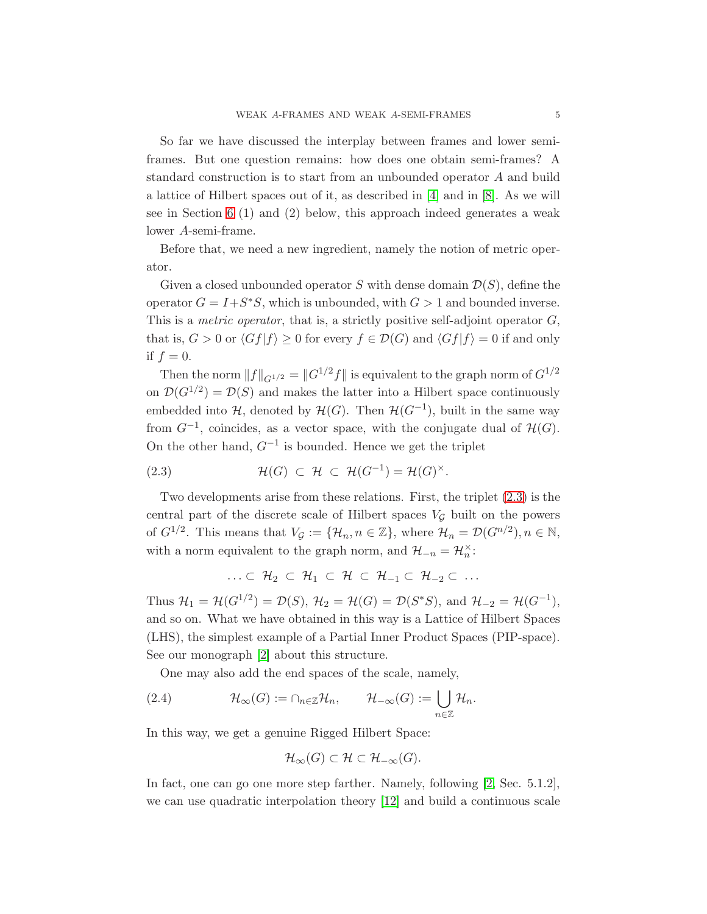So far we have discussed the interplay between frames and lower semi-frames. But one question remains: how does one obtain semi-frames? A standard construction is to start from an unbounded operator $A$ and build a lattice of Hilbert spaces out of it, as described in [4] and in [8]. As we will see in Section 6 (1) and (2) below, this approach indeed generates a weak lower $A$-semi-frame.

Before that, we need a new ingredient, namely the notion of metric operator.

Given a closed unbounded operator $S$ with dense domain $\mathcal{D}(S)$, define the operator $G = I + S^*S$, which is unbounded, with $G > 1$ and bounded inverse. This is a *metric operator*, that is, a strictly positive self-adjoint operator $G$, that is, $G > 0$ or $\langle Gf|f\rangle \geq 0$ for every $f \in \mathcal{D}(G)$ and $\langle Gf|f\rangle = 0$ if and only if $f = 0$.

Then the norm $\|f\|_{G^{1/2}} = \|G^{1/2}f\|$ is equivalent to the graph norm of $G^{1/2}$ on $\mathcal{D}(G^{1/2}) = \mathcal{D}(S)$ and makes the latter into a Hilbert space continuously embedded into $\mathcal{H}$, denoted by $\mathcal{H}(G)$. Then $\mathcal{H}(G^{-1})$, built in the same way from $G^{-1}$, coincides, as a vector space, with the conjugate dual of $\mathcal{H}(G)$. On the other hand, $G^{-1}$ is bounded. Hence we get the triplet

$$\mathcal{H}(G) \; \subset \; \mathcal{H} \; \subset \; \mathcal{H}(G^{-1}) = \mathcal{H}(G)^\times. \tag{2.3}$$

Two developments arise from these relations. First, the triplet (2.3) is the central part of the discrete scale of Hilbert spaces $V_\mathcal{G}$ built on the powers of $G^{1/2}$. This means that $V_\mathcal{G} := \{\mathcal{H}_n, n \in \mathbb{Z}\}$, where $\mathcal{H}_n = \mathcal{D}(G^{n/2}), n \in \mathbb{N}$, with a norm equivalent to the graph norm, and $\mathcal{H}_{-n} = \mathcal{H}_n^\times$:

$$\ldots \subset \; \mathcal{H}_2 \; \subset \; \mathcal{H}_1 \; \subset \; \mathcal{H} \; \subset \; \mathcal{H}_{-1} \subset \; \mathcal{H}_{-2} \subset \; \ldots$$

Thus $\mathcal{H}_1 = \mathcal{H}(G^{1/2}) = \mathcal{D}(S)$, $\mathcal{H}_2 = \mathcal{H}(G) = \mathcal{D}(S^*S)$, and $\mathcal{H}_{-2} = \mathcal{H}(G^{-1})$, and so on. What we have obtained in this way is a Lattice of Hilbert Spaces (LHS), the simplest example of a Partial Inner Product Spaces (PIP-space). See our monograph [2] about this structure.

One may also add the end spaces of the scale, namely,

$$\mathcal{H}_\infty(G) := \cap_{n\in\mathbb{Z}}\mathcal{H}_n, \qquad \mathcal{H}_{-\infty}(G) := \bigcup_{n\in\mathbb{Z}} \mathcal{H}_n. \tag{2.4}$$

In this way, we get a genuine Rigged Hilbert Space:

$$\mathcal{H}_\infty(G) \subset \mathcal{H} \subset \mathcal{H}_{-\infty}(G).$$

In fact, one can go one more step farther. Namely, following [2, Sec. 5.1.2], we can use quadratic interpolation theory [12] and build a continuous scale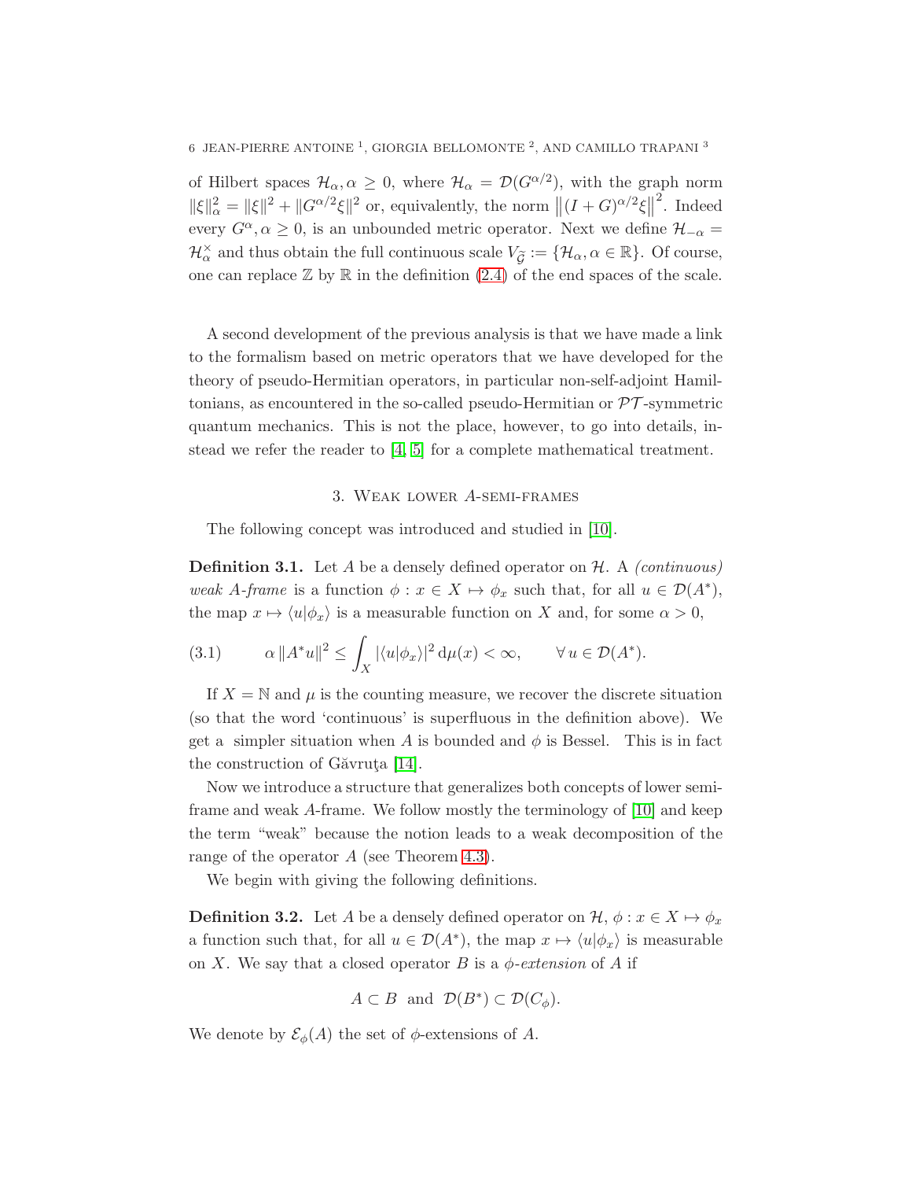of Hilbert spaces $\mathcal{H}_\alpha, \alpha \geq 0$, where $\mathcal{H}_\alpha = \mathcal{D}(G^{\alpha/2})$, with the graph norm $\|\xi\|_\alpha^2 = \|\xi\|^2 + \|G^{\alpha/2}\xi\|^2$ or, equivalently, the norm $\left\|(I+G)^{\alpha/2}\xi\right\|^2$. Indeed every $G^\alpha, \alpha \geq 0$, is an unbounded metric operator. Next we define $\mathcal{H}_{-\alpha} = \mathcal{H}_\alpha^\times$ and thus obtain the full continuous scale $V_{\widetilde{\mathcal{G}}} := \{\mathcal{H}_\alpha, \alpha \in \mathbb{R}\}$. Of course, one can replace $\mathbb{Z}$ by $\mathbb{R}$ in the definition (2.4) of the end spaces of the scale.

A second development of the previous analysis is that we have made a link to the formalism based on metric operators that we have developed for the theory of pseudo-Hermitian operators, in particular non-self-adjoint Hamiltonians, as encountered in the so-called pseudo-Hermitian or $\mathcal{PT}$-symmetric quantum mechanics. This is not the place, however, to go into details, instead we refer the reader to [4, 5] for a complete mathematical treatment.

## 3. Weak lower $A$-semi-frames

The following concept was introduced and studied in [10].

**Definition 3.1.** Let $A$ be a densely defined operator on $\mathcal{H}$. A *(continuous) weak $A$-frame* is a function $\phi : x \in X \mapsto \phi_x$ such that, for all $u \in \mathcal{D}(A^*)$, the map $x \mapsto \langle u|\phi_x\rangle$ is a measurable function on $X$ and, for some $\alpha > 0$,

$$\alpha \|A^* u\|^2 \leq \int_X |\langle u|\phi_x\rangle|^2 \, \mathrm{d}\mu(x) < \infty, \qquad \forall \, u \in \mathcal{D}(A^*). \tag{3.1}$$

If $X = \mathbb{N}$ and $\mu$ is the counting measure, we recover the discrete situation (so that the word 'continuous' is superfluous in the definition above). We get a simpler situation when $A$ is bounded and $\phi$ is Bessel. This is in fact the construction of Găvruţa [14].

Now we introduce a structure that generalizes both concepts of lower semi-frame and weak $A$-frame. We follow mostly the terminology of [10] and keep the term "weak" because the notion leads to a weak decomposition of the range of the operator $A$ (see Theorem 4.3).

We begin with giving the following definitions.

**Definition 3.2.** Let $A$ be a densely defined operator on $\mathcal{H}$, $\phi : x \in X \mapsto \phi_x$ a function such that, for all $u \in \mathcal{D}(A^*)$, the map $x \mapsto \langle u|\phi_x\rangle$ is measurable on $X$. We say that a closed operator $B$ is a *$\phi$-extension* of $A$ if

$$A \subset B \;\text{ and }\; \mathcal{D}(B^*) \subset \mathcal{D}(C_\phi).$$

We denote by $\mathcal{E}_\phi(A)$ the set of $\phi$-extensions of $A$.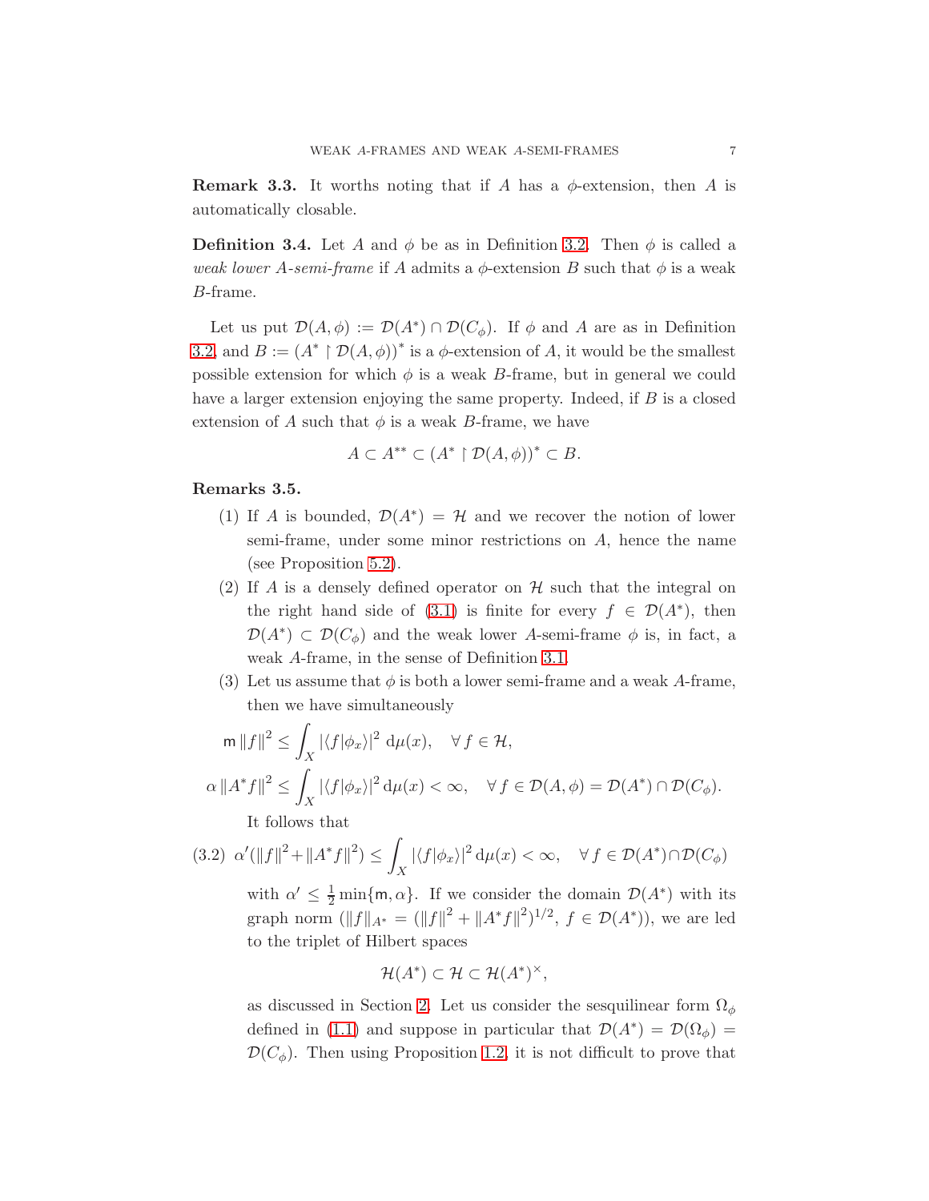**Remark 3.3.** It worths noting that if $A$ has a $\phi$-extension, then $A$ is automatically closable.

**Definition 3.4.** Let $A$ and $\phi$ be as in Definition 3.2. Then $\phi$ is called a *weak lower $A$-semi-frame* if $A$ admits a $\phi$-extension $B$ such that $\phi$ is a weak $B$-frame.

Let us put $\mathcal{D}(A,\phi) := \mathcal{D}(A^*) \cap \mathcal{D}(C_\phi)$. If $\phi$ and $A$ are as in Definition 3.2, and $B := (A^* \upharpoonright \mathcal{D}(A,\phi))^*$ is a $\phi$-extension of $A$, it would be the smallest possible extension for which $\phi$ is a weak $B$-frame, but in general we could have a larger extension enjoying the same property. Indeed, if $B$ is a closed extension of $A$ such that $\phi$ is a weak $B$-frame, we have

$$A \subset A^{**} \subset (A^* \upharpoonright \mathcal{D}(A,\phi))^* \subset B.$$

**Remarks 3.5.**

1. If $A$ is bounded, $\mathcal{D}(A^*) = \mathcal{H}$ and we recover the notion of lower semi-frame, under some minor restrictions on $A$, hence the name (see Proposition 5.2).
2. If $A$ is a densely defined operator on $\mathcal{H}$ such that the integral on the right hand side of (3.1) is finite for every $f \in \mathcal{D}(A^*)$, then $\mathcal{D}(A^*) \subset \mathcal{D}(C_\phi)$ and the weak lower $A$-semi-frame $\phi$ is, in fact, a weak $A$-frame, in the sense of Definition 3.1.
3. Let us assume that $\phi$ is both a lower semi-frame and a weak $A$-frame, then we have simultaneously

$$\mathsf{m}\,\|f\|^2 \le \int_X |\langle f|\phi_x\rangle|^2 \,\mathrm{d}\mu(x), \quad \forall\, f \in \mathcal{H},$$

$$\alpha\,\|A^*f\|^2 \le \int_X |\langle f|\phi_x\rangle|^2 \,\mathrm{d}\mu(x) < \infty, \quad \forall\, f \in \mathcal{D}(A,\phi) = \mathcal{D}(A^*) \cap \mathcal{D}(C_\phi).$$

   It follows that

$$\alpha'(\|f\|^2 + \|A^*f\|^2) \le \int_X |\langle f|\phi_x\rangle|^2 \,\mathrm{d}\mu(x) < \infty, \quad \forall\, f \in \mathcal{D}(A^*) \cap \mathcal{D}(C_\phi) \tag{3.2}$$

   with $\alpha' \le \frac{1}{2}\min\{\mathsf{m},\alpha\}$. If we consider the domain $\mathcal{D}(A^*)$ with its graph norm ($\|f\|_{A^*} = (\|f\|^2 + \|A^*f\|^2)^{1/2}$, $f \in \mathcal{D}(A^*)$), we are led to the triplet of Hilbert spaces

$$\mathcal{H}(A^*) \subset \mathcal{H} \subset \mathcal{H}(A^*)^\times,$$

   as discussed in Section 2. Let us consider the sesquilinear form $\Omega_\phi$ defined in (1.1) and suppose in particular that $\mathcal{D}(A^*) = \mathcal{D}(\Omega_\phi) = \mathcal{D}(C_\phi)$. Then using Proposition 1.2, it is not difficult to prove that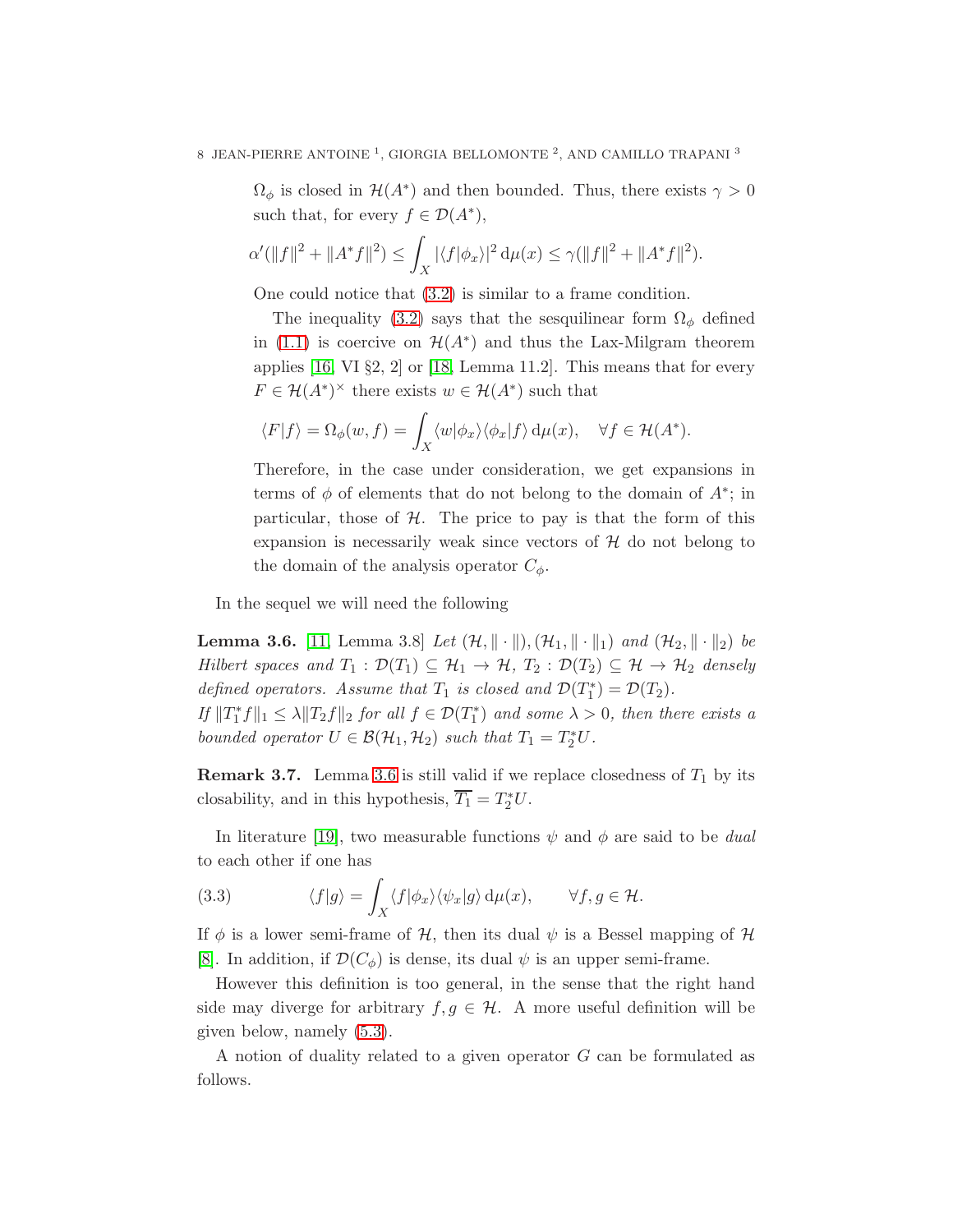$\Omega_\phi$ is closed in $\mathcal{H}(A^*)$ and then bounded. Thus, there exists $\gamma > 0$ such that, for every $f \in \mathcal{D}(A^*)$,

$$\alpha'(\|f\|^2 + \|A^* f\|^2) \leq \int_X |\langle f|\phi_x\rangle|^2 \, \mathrm{d}\mu(x) \leq \gamma(\|f\|^2 + \|A^* f\|^2).$$

One could notice that (3.2) is similar to a frame condition.

The inequality (3.2) says that the sesquilinear form $\Omega_\phi$ defined in (1.1) is coercive on $\mathcal{H}(A^*)$ and thus the Lax-Milgram theorem applies [16, VI §2, 2] or [18, Lemma 11.2]. This means that for every $F \in \mathcal{H}(A^*)^\times$ there exists $w \in \mathcal{H}(A^*)$ such that

$$\langle F|f\rangle = \Omega_\phi(w, f) = \int_X \langle w|\phi_x\rangle\langle\phi_x|f\rangle \, \mathrm{d}\mu(x), \quad \forall f \in \mathcal{H}(A^*).$$

Therefore, in the case under consideration, we get expansions in terms of $\phi$ of elements that do not belong to the domain of $A^*$; in particular, those of $\mathcal{H}$. The price to pay is that the form of this expansion is necessarily weak since vectors of $\mathcal{H}$ do not belong to the domain of the analysis operator $C_\phi$.

In the sequel we will need the following

**Lemma 3.6.** [11, Lemma 3.8] *Let $(\mathcal{H}, \|\cdot\|), (\mathcal{H}_1, \|\cdot\|_1)$ and $(\mathcal{H}_2, \|\cdot\|_2)$ be Hilbert spaces and $T_1 : \mathcal{D}(T_1) \subseteq \mathcal{H}_1 \to \mathcal{H}$, $T_2 : \mathcal{D}(T_2) \subseteq \mathcal{H} \to \mathcal{H}_2$ densely defined operators. Assume that $T_1$ is closed and $\mathcal{D}(T_1^*) = \mathcal{D}(T_2)$.*
*If $\|T_1^* f\|_1 \leq \lambda \|T_2 f\|_2$ for all $f \in \mathcal{D}(T_1^*)$ and some $\lambda > 0$, then there exists a bounded operator $U \in \mathcal{B}(\mathcal{H}_1, \mathcal{H}_2)$ such that $T_1 = T_2^* U$.*

**Remark 3.7.** Lemma 3.6 is still valid if we replace closedness of $T_1$ by its closability, and in this hypothesis, $\overline{T_1} = T_2^* U$.

In literature [19], two measurable functions $\psi$ and $\phi$ are said to be *dual* to each other if one has

$$\langle f|g\rangle = \int_X \langle f|\phi_x\rangle\langle\psi_x|g\rangle \, \mathrm{d}\mu(x), \qquad \forall f, g \in \mathcal{H}. \tag{3.3}$$

If $\phi$ is a lower semi-frame of $\mathcal{H}$, then its dual $\psi$ is a Bessel mapping of $\mathcal{H}$ [8]. In addition, if $\mathcal{D}(C_\phi)$ is dense, its dual $\psi$ is an upper semi-frame.

However this definition is too general, in the sense that the right hand side may diverge for arbitrary $f, g \in \mathcal{H}$. A more useful definition will be given below, namely (5.3).

A notion of duality related to a given operator $G$ can be formulated as follows.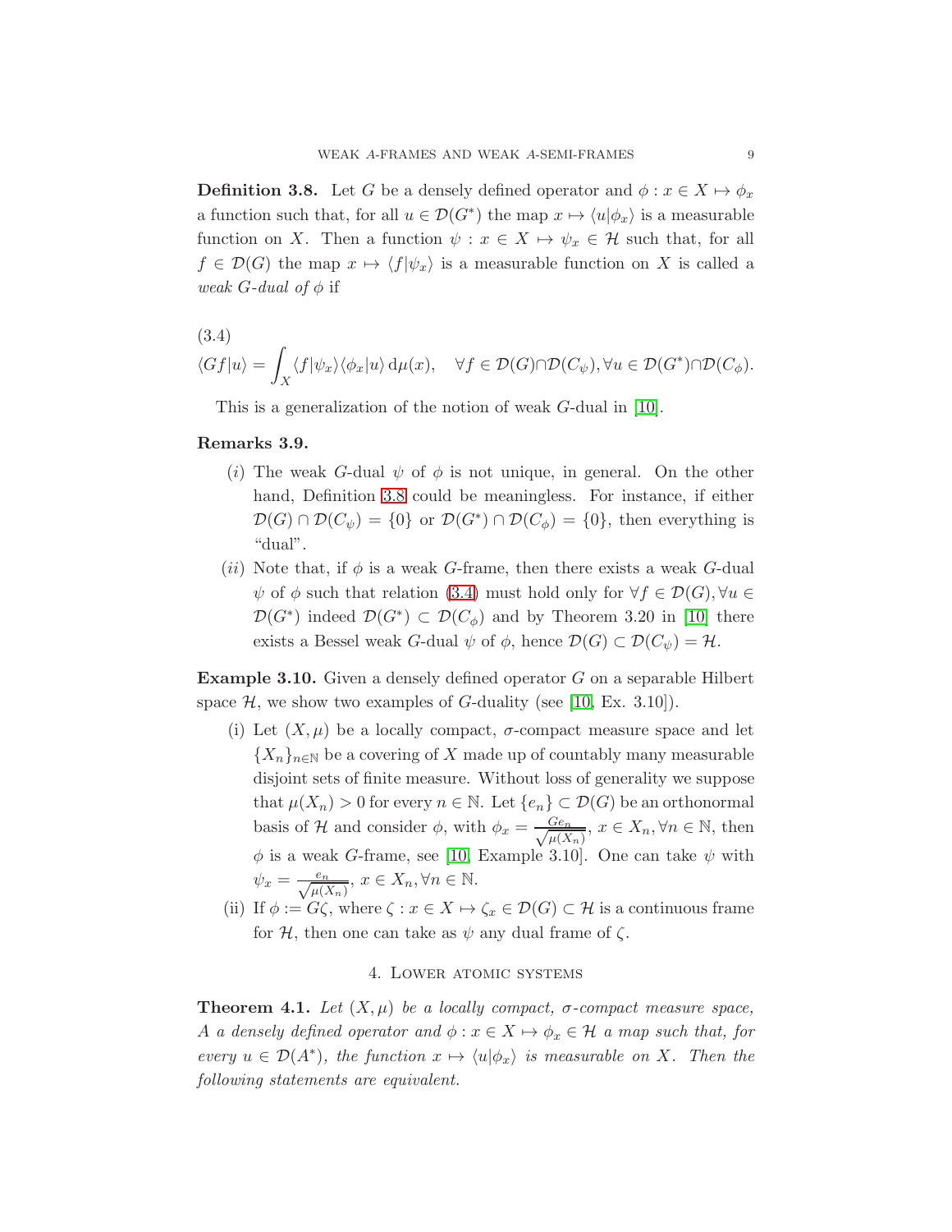**Definition 3.8.** Let $G$ be a densely defined operator and $\phi : x \in X \mapsto \phi_x$ a function such that, for all $u \in \mathcal{D}(G^*)$ the map $x \mapsto \langle u|\phi_x\rangle$ is a measurable function on $X$. Then a function $\psi : x \in X \mapsto \psi_x \in \mathcal{H}$ such that, for all $f \in \mathcal{D}(G)$ the map $x \mapsto \langle f|\psi_x\rangle$ is a measurable function on $X$ is called a *weak $G$-dual of $\phi$* if

(3.4)
$$\langle Gf|u\rangle = \int_X \langle f|\psi_x\rangle\langle\phi_x|u\rangle \, \mathrm{d}\mu(x), \quad \forall f \in \mathcal{D}(G)\cap\mathcal{D}(C_\psi), \forall u \in \mathcal{D}(G^*)\cap\mathcal{D}(C_\phi).$$

This is a generalization of the notion of weak $G$-dual in [10].

**Remarks 3.9.**

($i$) The weak $G$-dual $\psi$ of $\phi$ is not unique, in general. On the other hand, Definition 3.8 could be meaningless. For instance, if either $\mathcal{D}(G) \cap \mathcal{D}(C_\psi) = \{0\}$ or $\mathcal{D}(G^*) \cap \mathcal{D}(C_\phi) = \{0\}$, then everything is "dual".

($ii$) Note that, if $\phi$ is a weak $G$-frame, then there exists a weak $G$-dual $\psi$ of $\phi$ such that relation (3.4) must hold only for $\forall f \in \mathcal{D}(G), \forall u \in \mathcal{D}(G^*)$ indeed $\mathcal{D}(G^*) \subset \mathcal{D}(C_\phi)$ and by Theorem 3.20 in [10] there exists a Bessel weak $G$-dual $\psi$ of $\phi$, hence $\mathcal{D}(G) \subset \mathcal{D}(C_\psi) = \mathcal{H}$.

**Example 3.10.** Given a densely defined operator $G$ on a separable Hilbert space $\mathcal{H}$, we show two examples of $G$-duality (see [10, Ex. 3.10]).

(i) Let $(X, \mu)$ be a locally compact, $\sigma$-compact measure space and let $\{X_n\}_{n\in\mathbb{N}}$ be a covering of $X$ made up of countably many measurable disjoint sets of finite measure. Without loss of generality we suppose that $\mu(X_n) > 0$ for every $n \in \mathbb{N}$. Let $\{e_n\} \subset \mathcal{D}(G)$ be an orthonormal basis of $\mathcal{H}$ and consider $\phi$, with $\phi_x = \frac{Ge_n}{\sqrt{\mu(X_n)}}$, $x \in X_n, \forall n \in \mathbb{N}$, then $\phi$ is a weak $G$-frame, see [10, Example 3.10]. One can take $\psi$ with $\psi_x = \frac{e_n}{\sqrt{\mu(X_n)}}$, $x \in X_n, \forall n \in \mathbb{N}$.

(ii) If $\phi := G\zeta$, where $\zeta : x \in X \mapsto \zeta_x \in \mathcal{D}(G) \subset \mathcal{H}$ is a continuous frame for $\mathcal{H}$, then one can take as $\psi$ any dual frame of $\zeta$.

## 4. Lower atomic systems

**Theorem 4.1.** *Let $(X, \mu)$ be a locally compact, $\sigma$-compact measure space, $A$ a densely defined operator and $\phi : x \in X \mapsto \phi_x \in \mathcal{H}$ a map such that, for every $u \in \mathcal{D}(A^*)$, the function $x \mapsto \langle u|\phi_x\rangle$ is measurable on $X$. Then the following statements are equivalent.*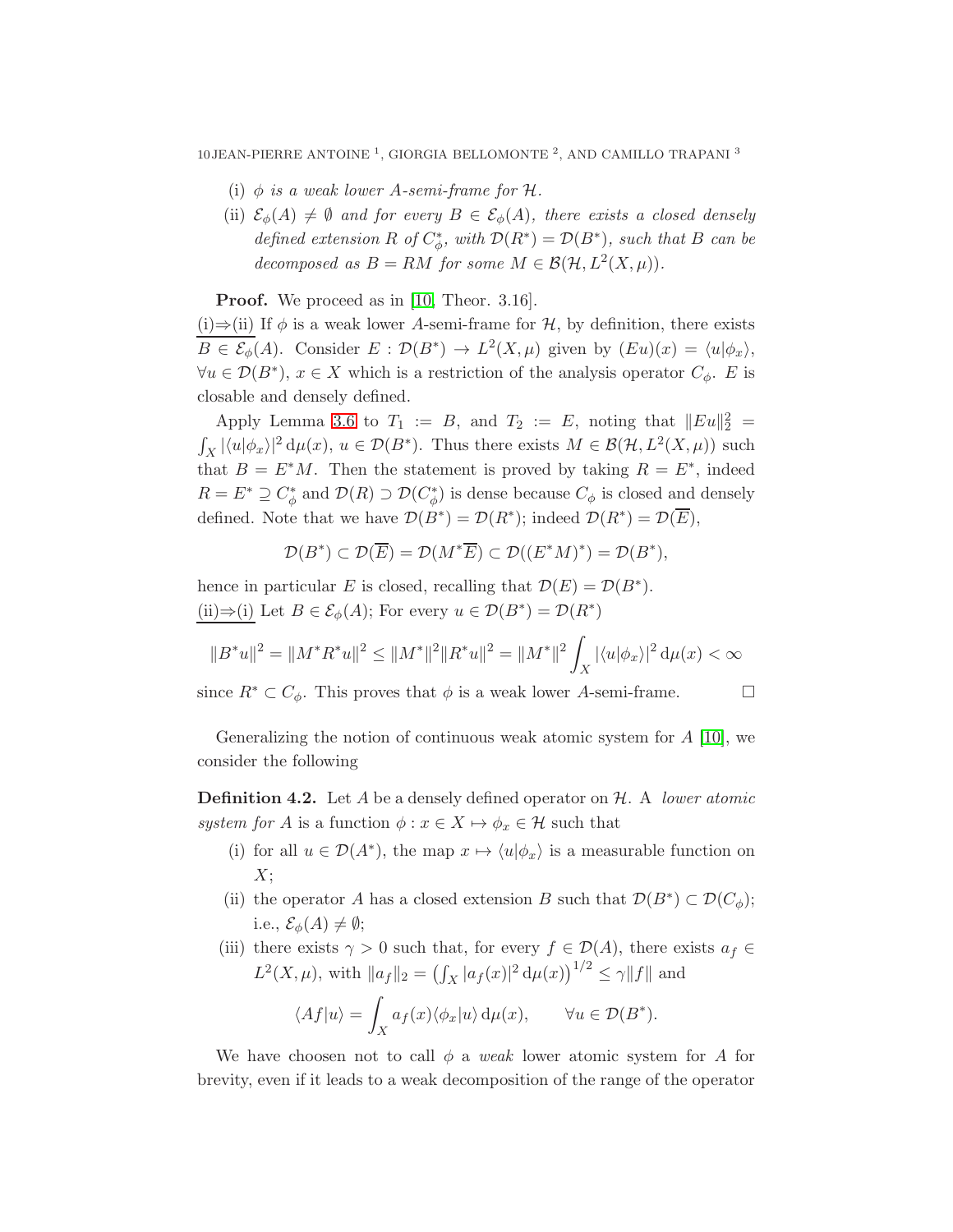(i) $\phi$ *is a weak lower $A$-semi-frame for $\mathcal{H}$.*

(ii) $\mathcal{E}_\phi(A) \neq \emptyset$ *and for every $B \in \mathcal{E}_\phi(A)$, there exists a closed densely defined extension $R$ of $C_\phi^*$, with $\mathcal{D}(R^*) = \mathcal{D}(B^*)$, such that $B$ can be decomposed as $B = RM$ for some $M \in \mathcal{B}(\mathcal{H}, L^2(X,\mu))$.*

**Proof.** We proceed as in [10, Theor. 3.16].

<u>(i)⇒(ii)</u> If $\phi$ is a weak lower $A$-semi-frame for $\mathcal{H}$, by definition, there exists $B \in \mathcal{E}_\phi(A)$. Consider $E : \mathcal{D}(B^*) \to L^2(X,\mu)$ given by $(Eu)(x) = \langle u|\phi_x\rangle$, $\forall u \in \mathcal{D}(B^*)$, $x \in X$ which is a restriction of the analysis operator $C_\phi$. $E$ is closable and densely defined.

Apply Lemma 3.6 to $T_1 := B$, and $T_2 := E$, noting that $\|Eu\|_2^2 = \int_X |\langle u|\phi_x\rangle|^2 \,\mathrm{d}\mu(x)$, $u \in \mathcal{D}(B^*)$. Thus there exists $M \in \mathcal{B}(\mathcal{H}, L^2(X,\mu))$ such that $B = E^*M$. Then the statement is proved by taking $R = E^*$, indeed $R = E^* \supseteq C_\phi^*$ and $\mathcal{D}(R) \supset \mathcal{D}(C_\phi^*)$ is dense because $C_\phi$ is closed and densely defined. Note that we have $\mathcal{D}(B^*) = \mathcal{D}(R^*)$; indeed $\mathcal{D}(R^*) = \mathcal{D}(\overline{E})$,

$$\mathcal{D}(B^*) \subset \mathcal{D}(\overline{E}) = \mathcal{D}(M^*\overline{E}) \subset \mathcal{D}((E^*M)^*) = \mathcal{D}(B^*),$$

hence in particular $E$ is closed, recalling that $\mathcal{D}(E) = \mathcal{D}(B^*)$.

<u>(ii)⇒(i)</u> Let $B \in \mathcal{E}_\phi(A)$; For every $u \in \mathcal{D}(B^*) = \mathcal{D}(R^*)$

$$\|B^*u\|^2 = \|M^*R^*u\|^2 \leq \|M^*\|^2 \|R^*u\|^2 = \|M^*\|^2 \int_X |\langle u|\phi_x\rangle|^2 \,\mathrm{d}\mu(x) < \infty$$

since $R^* \subset C_\phi$. This proves that $\phi$ is a weak lower $A$-semi-frame. □

Generalizing the notion of continuous weak atomic system for $A$ [10], we consider the following

**Definition 4.2.** Let $A$ be a densely defined operator on $\mathcal{H}$. A *lower atomic system for $A$* is a function $\phi : x \in X \mapsto \phi_x \in \mathcal{H}$ such that

(i) for all $u \in \mathcal{D}(A^*)$, the map $x \mapsto \langle u|\phi_x\rangle$ is a measurable function on $X$;

(ii) the operator $A$ has a closed extension $B$ such that $\mathcal{D}(B^*) \subset \mathcal{D}(C_\phi)$; i.e., $\mathcal{E}_\phi(A) \neq \emptyset$;

(iii) there exists $\gamma > 0$ such that, for every $f \in \mathcal{D}(A)$, there exists $a_f \in L^2(X,\mu)$, with $\|a_f\|_2 = \left(\int_X |a_f(x)|^2 \,\mathrm{d}\mu(x)\right)^{1/2} \leq \gamma\|f\|$ and

$$\langle Af|u\rangle = \int_X a_f(x)\langle \phi_x|u\rangle \,\mathrm{d}\mu(x), \qquad \forall u \in \mathcal{D}(B^*).$$

We have choosen not to call $\phi$ a *weak* lower atomic system for $A$ for brevity, even if it leads to a weak decomposition of the range of the operator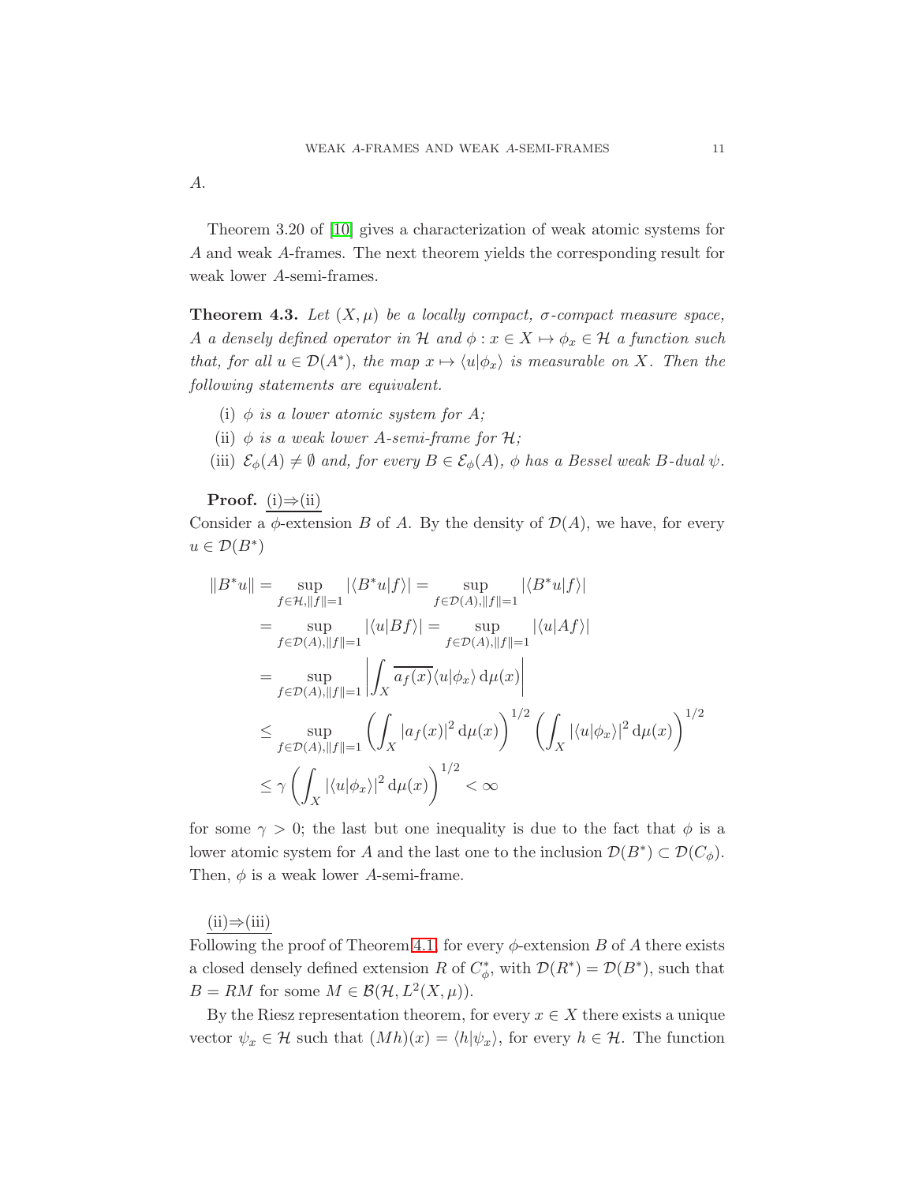$A$.

Theorem 3.20 of [10] gives a characterization of weak atomic systems for $A$ and weak $A$-frames. The next theorem yields the corresponding result for weak lower $A$-semi-frames.

**Theorem 4.3.** *Let $(X,\mu)$ be a locally compact, $\sigma$-compact measure space, $A$ a densely defined operator in $\mathcal{H}$ and $\phi : x \in X \mapsto \phi_x \in \mathcal{H}$ a function such that, for all $u \in \mathcal{D}(A^*)$, the map $x \mapsto \langle u|\phi_x\rangle$ is measurable on $X$. Then the following statements are equivalent.*

- (i) *$\phi$ is a lower atomic system for $A$;*
- (ii) *$\phi$ is a weak lower $A$-semi-frame for $\mathcal{H}$;*
- (iii) *$\mathcal{E}_\phi(A) \neq \emptyset$ and, for every $B \in \mathcal{E}_\phi(A)$, $\phi$ has a Bessel weak $B$-dual $\psi$.*

**Proof.** (i)⇒(ii)
Consider a $\phi$-extension $B$ of $A$. By the density of $\mathcal{D}(A)$, we have, for every $u \in \mathcal{D}(B^*)$

$$
\begin{aligned}
\|B^*u\| &= \sup_{f\in\mathcal{H},\|f\|=1} |\langle B^*u|f\rangle| = \sup_{f\in\mathcal{D}(A),\|f\|=1} |\langle B^*u|f\rangle| \\
&= \sup_{f\in\mathcal{D}(A),\|f\|=1} |\langle u|Bf\rangle| = \sup_{f\in\mathcal{D}(A),\|f\|=1} |\langle u|Af\rangle| \\
&= \sup_{f\in\mathcal{D}(A),\|f\|=1} \left| \int_X \overline{a_f(x)} \langle u|\phi_x\rangle \,\mathrm{d}\mu(x) \right| \\
&\leq \sup_{f\in\mathcal{D}(A),\|f\|=1} \left( \int_X |a_f(x)|^2 \,\mathrm{d}\mu(x) \right)^{1/2} \left( \int_X |\langle u|\phi_x\rangle|^2 \,\mathrm{d}\mu(x) \right)^{1/2} \\
&\leq \gamma \left( \int_X |\langle u|\phi_x\rangle|^2 \,\mathrm{d}\mu(x) \right)^{1/2} < \infty
\end{aligned}
$$

for some $\gamma > 0$; the last but one inequality is due to the fact that $\phi$ is a lower atomic system for $A$ and the last one to the inclusion $\mathcal{D}(B^*) \subset \mathcal{D}(C_\phi)$. Then, $\phi$ is a weak lower $A$-semi-frame.

(ii)⇒(iii)
Following the proof of Theorem 4.1, for every $\phi$-extension $B$ of $A$ there exists a closed densely defined extension $R$ of $C_\phi^*$, with $\mathcal{D}(R^*) = \mathcal{D}(B^*)$, such that $B = RM$ for some $M \in \mathcal{B}(\mathcal{H}, L^2(X,\mu))$.

By the Riesz representation theorem, for every $x \in X$ there exists a unique vector $\psi_x \in \mathcal{H}$ such that $(Mh)(x) = \langle h|\psi_x\rangle$, for every $h \in \mathcal{H}$. The function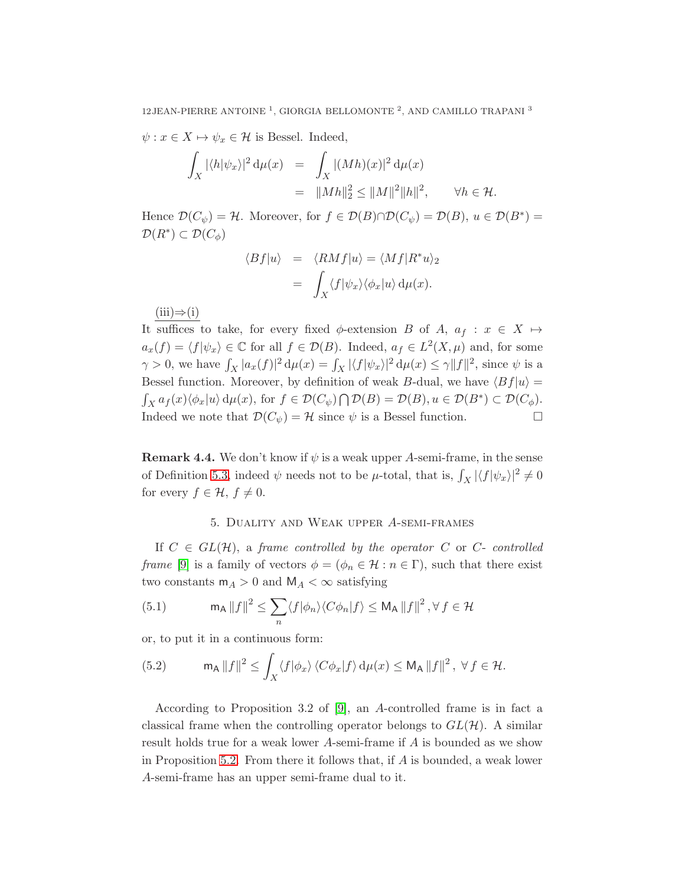$\psi : x \in X \mapsto \psi_x \in \mathcal{H}$ is Bessel. Indeed,

$$
\begin{aligned}
\int_X |\langle h|\psi_x\rangle|^2 \, \mathrm{d}\mu(x) &= \int_X |(Mh)(x)|^2 \, \mathrm{d}\mu(x) \\
&= \|Mh\|_2^2 \leq \|M\|^2 \|h\|^2, \qquad \forall h \in \mathcal{H}.
\end{aligned}
$$

Hence $\mathcal{D}(C_\psi) = \mathcal{H}$. Moreover, for $f \in \mathcal{D}(B) \cap \mathcal{D}(C_\psi) = \mathcal{D}(B)$, $u \in \mathcal{D}(B^*) = \mathcal{D}(R^*) \subset \mathcal{D}(C_\phi)$

$$
\begin{aligned}
\langle Bf|u\rangle &= \langle RMf|u\rangle = \langle Mf|R^*u\rangle_2 \\
&= \int_X \langle f|\psi_x\rangle \langle \phi_x|u\rangle \, \mathrm{d}\mu(x).
\end{aligned}
$$

(iii)⇒(i)

It suffices to take, for every fixed $\phi$-extension $B$ of $A$, $a_f : x \in X \mapsto a_x(f) = \langle f|\psi_x\rangle \in \mathbb{C}$ for all $f \in \mathcal{D}(B)$. Indeed, $a_f \in L^2(X, \mu)$ and, for some $\gamma > 0$, we have $\int_X |a_x(f)|^2 \, \mathrm{d}\mu(x) = \int_X |\langle f|\psi_x\rangle|^2 \, \mathrm{d}\mu(x) \leq \gamma \|f\|^2$, since $\psi$ is a Bessel function. Moreover, by definition of weak $B$-dual, we have $\langle Bf|u\rangle = \int_X a_f(x)\langle \phi_x|u\rangle \, \mathrm{d}\mu(x)$, for $f \in \mathcal{D}(C_\psi) \bigcap \mathcal{D}(B) = \mathcal{D}(B), u \in \mathcal{D}(B^*) \subset \mathcal{D}(C_\phi)$. Indeed we note that $\mathcal{D}(C_\psi) = \mathcal{H}$ since $\psi$ is a Bessel function. □

**Remark 4.4.** We don't know if $\psi$ is a weak upper $A$-semi-frame, in the sense of Definition 5.3, indeed $\psi$ needs not to be $\mu$-total, that is, $\int_X |\langle f|\psi_x\rangle|^2 \neq 0$ for every $f \in \mathcal{H}$, $f \neq 0$.

## 5. Duality and Weak upper $A$-semi-frames

If $C \in GL(\mathcal{H})$, a *frame controlled by the operator* $C$ or $C$*- controlled frame* [9] is a family of vectors $\phi = (\phi_n \in \mathcal{H} : n \in \Gamma)$, such that there exist two constants $\mathsf{m}_A > 0$ and $\mathsf{M}_A < \infty$ satisfying

$$
\mathsf{m}_\mathsf{A} \|f\|^2 \leq \sum_n \langle f|\phi_n\rangle \langle C\phi_n|f\rangle \leq \mathsf{M}_\mathsf{A} \|f\|^2, \forall f \in \mathcal{H} \tag{5.1}
$$

or, to put it in a continuous form:

$$
\mathsf{m}_\mathsf{A} \|f\|^2 \leq \int_X \langle f|\phi_x\rangle \, \langle C\phi_x|f\rangle \, \mathrm{d}\mu(x) \leq \mathsf{M}_\mathsf{A} \|f\|^2, \; \forall f \in \mathcal{H}. \tag{5.2}
$$

According to Proposition 3.2 of [9], an $A$-controlled frame is in fact a classical frame when the controlling operator belongs to $GL(\mathcal{H})$. A similar result holds true for a weak lower $A$-semi-frame if $A$ is bounded as we show in Proposition 5.2. From there it follows that, if $A$ is bounded, a weak lower $A$-semi-frame has an upper semi-frame dual to it.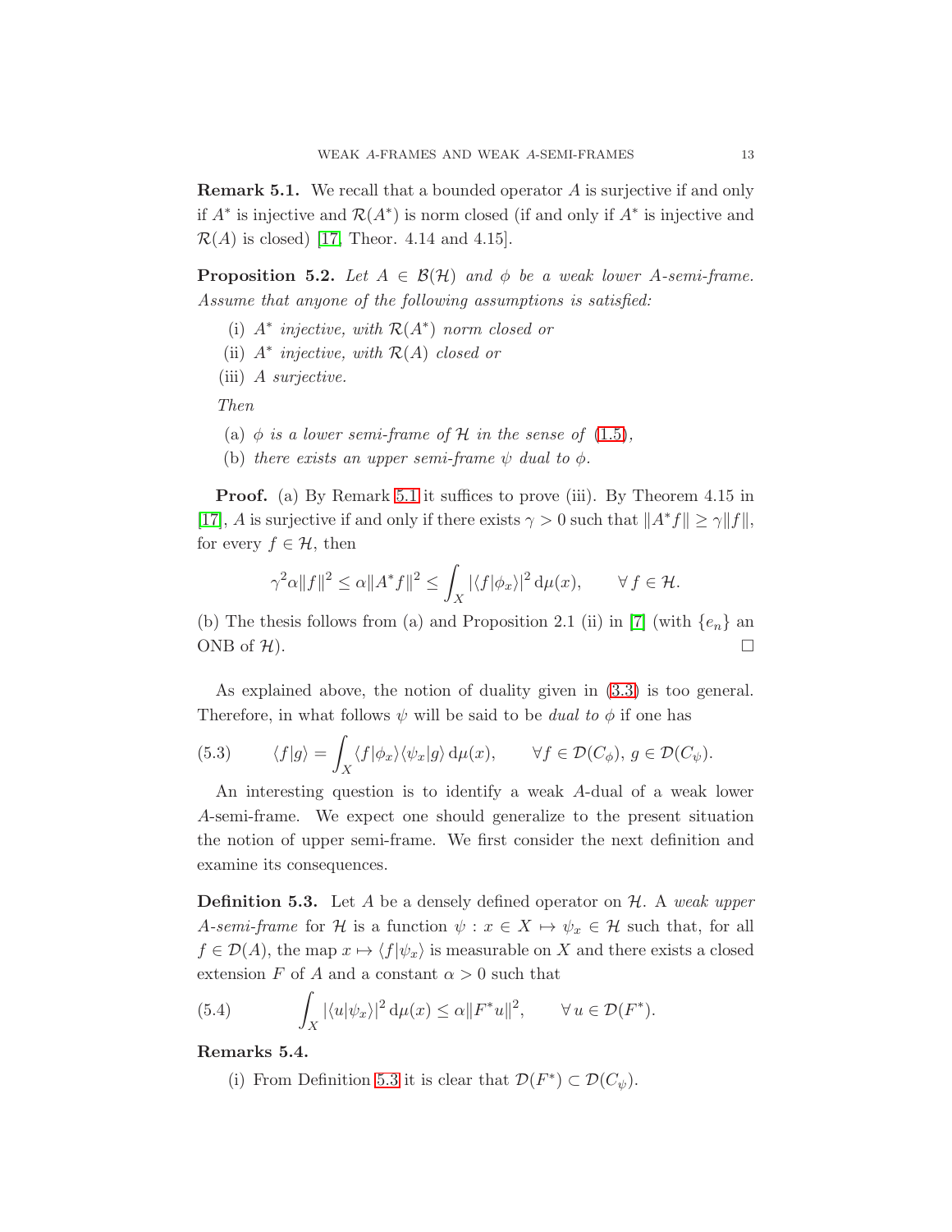**Remark 5.1.** We recall that a bounded operator $A$ is surjective if and only if $A^*$ is injective and $\mathcal{R}(A^*)$ is norm closed (if and only if $A^*$ is injective and $\mathcal{R}(A)$ is closed) [17, Theor. 4.14 and 4.15].

**Proposition 5.2.** *Let $A \in \mathcal{B}(\mathcal{H})$ and $\phi$ be a weak lower $A$-semi-frame. Assume that anyone of the following assumptions is satisfied:*

- (i) *$A^*$ injective, with $\mathcal{R}(A^*)$ norm closed or*
- (ii) *$A^*$ injective, with $\mathcal{R}(A)$ closed or*
- (iii) *$A$ surjective.*

*Then*

- (a) *$\phi$ is a lower semi-frame of $\mathcal{H}$ in the sense of (1.5),*
- (b) *there exists an upper semi-frame $\psi$ dual to $\phi$.*

**Proof.** (a) By Remark 5.1 it suffices to prove (iii). By Theorem 4.15 in [17], $A$ is surjective if and only if there exists $\gamma > 0$ such that $\|A^*f\| \geq \gamma \|f\|$, for every $f \in \mathcal{H}$, then

$$\gamma^2 \alpha \|f\|^2 \leq \alpha \|A^*f\|^2 \leq \int_X |\langle f|\phi_x\rangle|^2 \, \mathrm{d}\mu(x), \qquad \forall \, f \in \mathcal{H}.$$

(b) The thesis follows from (a) and Proposition 2.1 (ii) in [7] (with $\{e_n\}$ an ONB of $\mathcal{H}$). $\square$

As explained above, the notion of duality given in (3.3) is too general. Therefore, in what follows $\psi$ will be said to be *dual to* $\phi$ if one has

$$\langle f|g\rangle = \int_X \langle f|\phi_x\rangle \langle \psi_x|g\rangle \, \mathrm{d}\mu(x), \qquad \forall f \in \mathcal{D}(C_\phi), \, g \in \mathcal{D}(C_\psi). \tag{5.3}$$

An interesting question is to identify a weak $A$-dual of a weak lower $A$-semi-frame. We expect one should generalize to the present situation the notion of upper semi-frame. We first consider the next definition and examine its consequences.

**Definition 5.3.** Let $A$ be a densely defined operator on $\mathcal{H}$. A *weak upper $A$-semi-frame* for $\mathcal{H}$ is a function $\psi : x \in X \mapsto \psi_x \in \mathcal{H}$ such that, for all $f \in \mathcal{D}(A)$, the map $x \mapsto \langle f|\psi_x\rangle$ is measurable on $X$ and there exists a closed extension $F$ of $A$ and a constant $\alpha > 0$ such that

$$\int_X |\langle u|\psi_x\rangle|^2 \, \mathrm{d}\mu(x) \leq \alpha \|F^*u\|^2, \qquad \forall \, u \in \mathcal{D}(F^*). \tag{5.4}$$

**Remarks 5.4.**

- (i) From Definition 5.3 it is clear that $\mathcal{D}(F^*) \subset \mathcal{D}(C_\psi)$.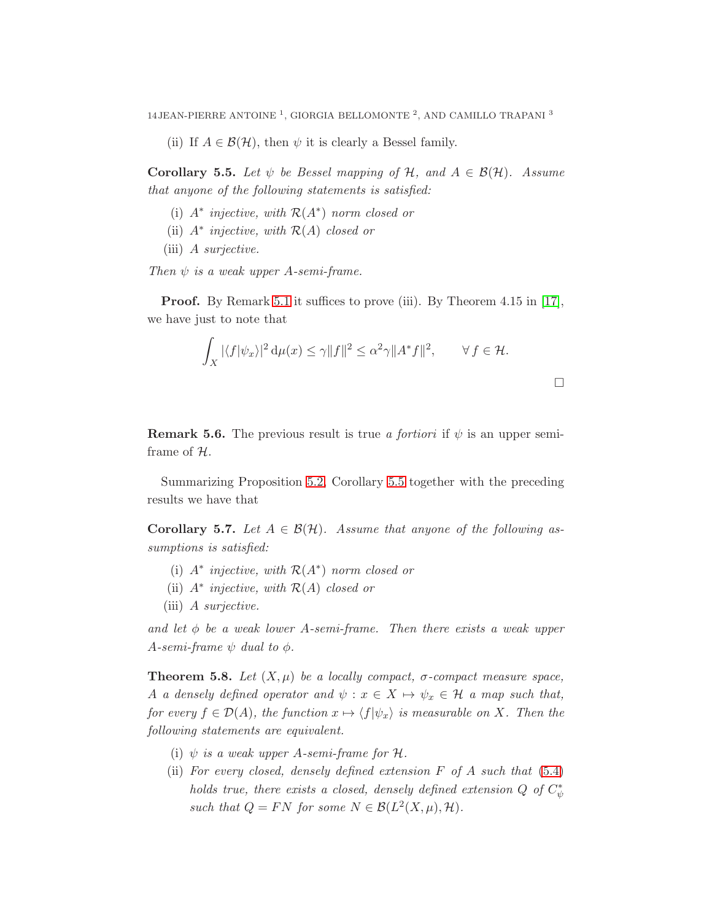(ii) If $A \in \mathcal{B}(\mathcal{H})$, then $\psi$ it is clearly a Bessel family.

**Corollary 5.5.** *Let $\psi$ be Bessel mapping of $\mathcal{H}$, and $A \in \mathcal{B}(\mathcal{H})$. Assume that anyone of the following statements is satisfied:*

(i) *$A^*$ injective, with $\mathcal{R}(A^*)$ norm closed or*
(ii) *$A^*$ injective, with $\mathcal{R}(A)$ closed or*
(iii) *$A$ surjective.*

*Then $\psi$ is a weak upper $A$-semi-frame.*

**Proof.** By Remark 5.1 it suffices to prove (iii). By Theorem 4.15 in [17], we have just to note that

$$\int_X |\langle f|\psi_x\rangle|^2 \, \mathrm{d}\mu(x) \leq \gamma \|f\|^2 \leq \alpha^2\gamma \|A^* f\|^2, \qquad \forall\, f \in \mathcal{H}.$$

□

**Remark 5.6.** The previous result is true *a fortiori* if $\psi$ is an upper semi-frame of $\mathcal{H}$.

Summarizing Proposition 5.2, Corollary 5.5 together with the preceding results we have that

**Corollary 5.7.** *Let $A \in \mathcal{B}(\mathcal{H})$. Assume that anyone of the following assumptions is satisfied:*

(i) *$A^*$ injective, with $\mathcal{R}(A^*)$ norm closed or*
(ii) *$A^*$ injective, with $\mathcal{R}(A)$ closed or*
(iii) *$A$ surjective.*

*and let $\phi$ be a weak lower $A$-semi-frame. Then there exists a weak upper $A$-semi-frame $\psi$ dual to $\phi$.*

**Theorem 5.8.** *Let $(X,\mu)$ be a locally compact, $\sigma$-compact measure space, $A$ a densely defined operator and $\psi : x \in X \mapsto \psi_x \in \mathcal{H}$ a map such that, for every $f \in \mathcal{D}(A)$, the function $x \mapsto \langle f|\psi_x\rangle$ is measurable on $X$. Then the following statements are equivalent.*

(i) *$\psi$ is a weak upper $A$-semi-frame for $\mathcal{H}$.*
(ii) *For every closed, densely defined extension $F$ of $A$ such that (5.4) holds true, there exists a closed, densely defined extension $Q$ of $C_\psi^*$ such that $Q = FN$ for some $N \in \mathcal{B}(L^2(X,\mu),\mathcal{H})$.*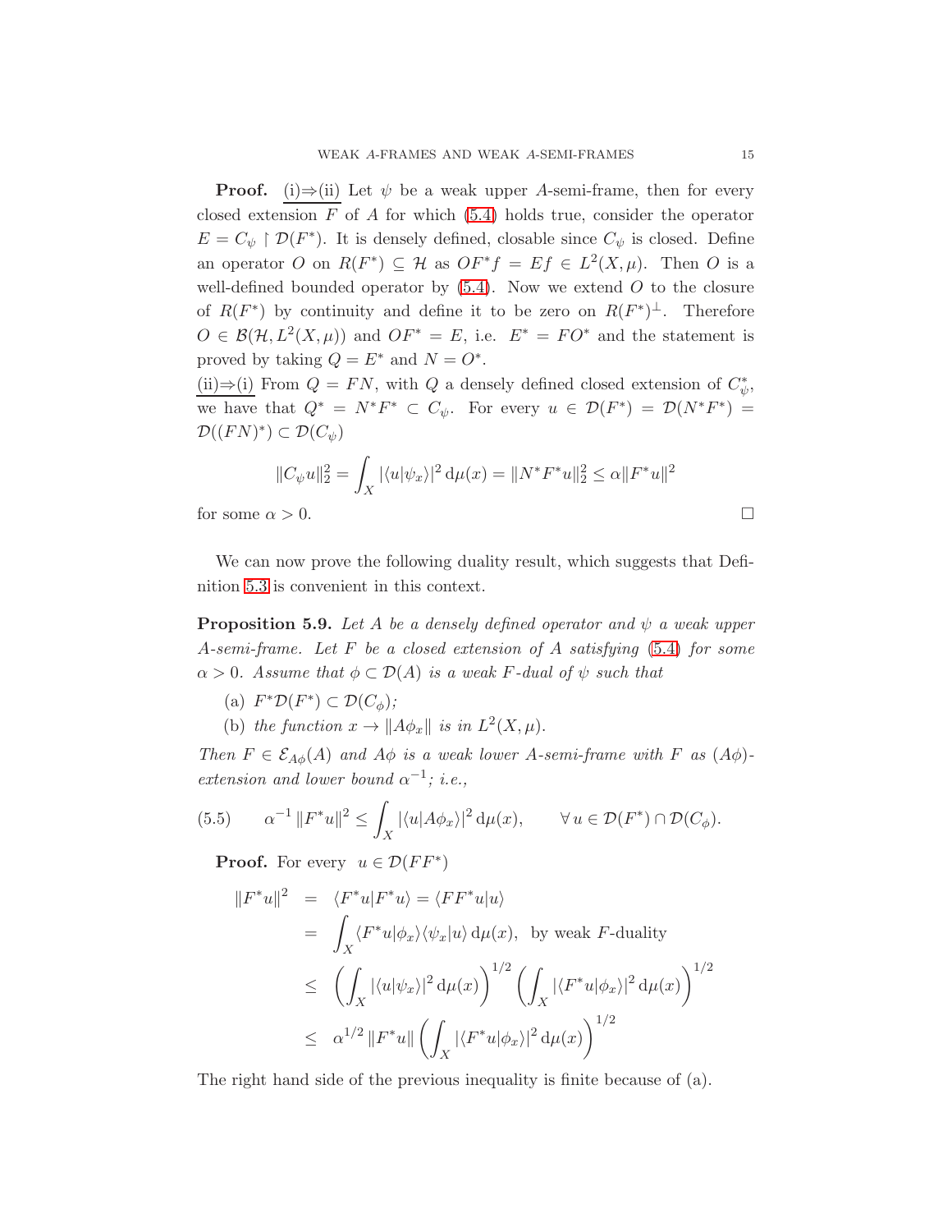**Proof.** (i)⇒(ii) Let $\psi$ be a weak upper $A$-semi-frame, then for every closed extension $F$ of $A$ for which (5.4) holds true, consider the operator $E = C_\psi \upharpoonright \mathcal{D}(F^*)$. It is densely defined, closable since $C_\psi$ is closed. Define an operator $O$ on $R(F^*) \subseteq \mathcal{H}$ as $OF^*f = Ef \in L^2(X,\mu)$. Then $O$ is a well-defined bounded operator by (5.4). Now we extend $O$ to the closure of $R(F^*)$ by continuity and define it to be zero on $R(F^*)^\perp$. Therefore $O \in \mathcal{B}(\mathcal{H}, L^2(X,\mu))$ and $OF^* = E$, i.e. $E^* = FO^*$ and the statement is proved by taking $Q = E^*$ and $N = O^*$.

(ii)⇒(i) From $Q = FN$, with $Q$ a densely defined closed extension of $C_\psi^*$, we have that $Q^* = N^*F^* \subset C_\psi$. For every $u \in \mathcal{D}(F^*) = \mathcal{D}(N^*F^*) = \mathcal{D}((FN)^*) \subset \mathcal{D}(C_\psi)$

$$\|C_\psi u\|_2^2 = \int_X |\langle u|\psi_x\rangle|^2 \,\mathrm{d}\mu(x) = \|N^*F^*u\|_2^2 \leq \alpha \|F^*u\|^2$$

for some $\alpha > 0$. □

We can now prove the following duality result, which suggests that Definition 5.3 is convenient in this context.

**Proposition 5.9.** *Let $A$ be a densely defined operator and $\psi$ a weak upper $A$-semi-frame. Let $F$ be a closed extension of $A$ satisfying (5.4) for some $\alpha > 0$. Assume that $\phi \subset \mathcal{D}(A)$ is a weak $F$-dual of $\psi$ such that*

(a) *$F^*\mathcal{D}(F^*) \subset \mathcal{D}(C_\phi)$;*

(b) *the function $x \to \|A\phi_x\|$ is in $L^2(X,\mu)$.*

*Then $F \in \mathcal{E}_{A\phi}(A)$ and $A\phi$ is a weak lower $A$-semi-frame with $F$ as $(A\phi)$-extension and lower bound $\alpha^{-1}$; i.e.,*

$$\alpha^{-1}\|F^*u\|^2 \leq \int_X |\langle u|A\phi_x\rangle|^2 \,\mathrm{d}\mu(x), \qquad \forall\, u \in \mathcal{D}(F^*) \cap \mathcal{D}(C_\phi). \tag{5.5}$$

**Proof.** For every $u \in \mathcal{D}(FF^*)$

$$\begin{aligned}
\|F^*u\|^2 &= \langle F^*u|F^*u\rangle = \langle FF^*u|u\rangle \\
&= \int_X \langle F^*u|\phi_x\rangle\langle\psi_x|u\rangle \,\mathrm{d}\mu(x), \text{ by weak } F\text{-duality} \\
&\leq \left(\int_X |\langle u|\psi_x\rangle|^2 \,\mathrm{d}\mu(x)\right)^{1/2} \left(\int_X |\langle F^*u|\phi_x\rangle|^2 \,\mathrm{d}\mu(x)\right)^{1/2} \\
&\leq \alpha^{1/2}\|F^*u\| \left(\int_X |\langle F^*u|\phi_x\rangle|^2 \,\mathrm{d}\mu(x)\right)^{1/2}
\end{aligned}$$

The right hand side of the previous inequality is finite because of (a).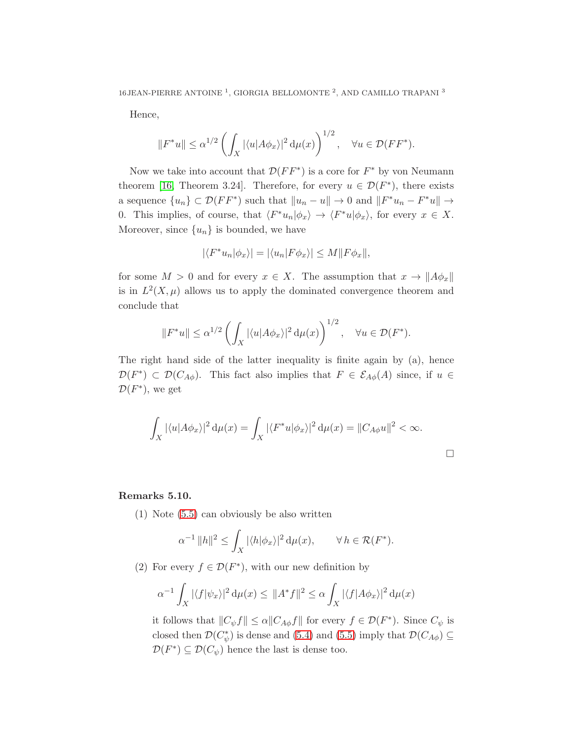Hence,

$$\|F^*u\| \leq \alpha^{1/2} \left( \int_X |\langle u|A\phi_x\rangle|^2 \, \mathrm{d}\mu(x) \right)^{1/2}, \quad \forall u \in \mathcal{D}(FF^*).$$

Now we take into account that $\mathcal{D}(FF^*)$ is a core for $F^*$ by von Neumann theorem [16, Theorem 3.24]. Therefore, for every $u \in \mathcal{D}(F^*)$, there exists a sequence $\{u_n\} \subset \mathcal{D}(FF^*)$ such that $\|u_n - u\| \to 0$ and $\|F^*u_n - F^*u\| \to 0$. This implies, of course, that $\langle F^*u_n|\phi_x\rangle \to \langle F^*u|\phi_x\rangle$, for every $x \in X$. Moreover, since $\{u_n\}$ is bounded, we have

$$|\langle F^*u_n|\phi_x\rangle| = |\langle u_n|F\phi_x\rangle| \leq M\|F\phi_x\|,$$

for some $M > 0$ and for every $x \in X$. The assumption that $x \to \|A\phi_x\|$ is in $L^2(X, \mu)$ allows us to apply the dominated convergence theorem and conclude that

$$\|F^*u\| \leq \alpha^{1/2} \left( \int_X |\langle u|A\phi_x\rangle|^2 \, \mathrm{d}\mu(x) \right)^{1/2}, \quad \forall u \in \mathcal{D}(F^*).$$

The right hand side of the latter inequality is finite again by (a), hence $\mathcal{D}(F^*) \subset \mathcal{D}(C_{A\phi})$. This fact also implies that $F \in \mathcal{E}_{A\phi}(A)$ since, if $u \in \mathcal{D}(F^*)$, we get

$$\int_X |\langle u|A\phi_x\rangle|^2 \, \mathrm{d}\mu(x) = \int_X |\langle F^*u|\phi_x\rangle|^2 \, \mathrm{d}\mu(x) = \|C_{A\phi}u\|^2 < \infty.$$

□

**Remarks 5.10.**

(1) Note (5.5) can obviously be also written

$$\alpha^{-1} \|h\|^2 \leq \int_X |\langle h|\phi_x\rangle|^2 \, \mathrm{d}\mu(x), \qquad \forall \, h \in \mathcal{R}(F^*).$$

(2) For every $f \in \mathcal{D}(F^*)$, with our new definition by

$$\alpha^{-1} \int_X |\langle f|\psi_x\rangle|^2 \, \mathrm{d}\mu(x) \leq \|A^*f\|^2 \leq \alpha \int_X |\langle f|A\phi_x\rangle|^2 \, \mathrm{d}\mu(x)$$

it follows that $\|C_\psi f\| \leq \alpha \|C_{A\phi}f\|$ for every $f \in \mathcal{D}(F^*)$. Since $C_\psi$ is closed then $\mathcal{D}(C_\psi^*)$ is dense and (5.4) and (5.5) imply that $\mathcal{D}(C_{A\phi}) \subseteq \mathcal{D}(F^*) \subseteq \mathcal{D}(C_\psi)$ hence the last is dense too.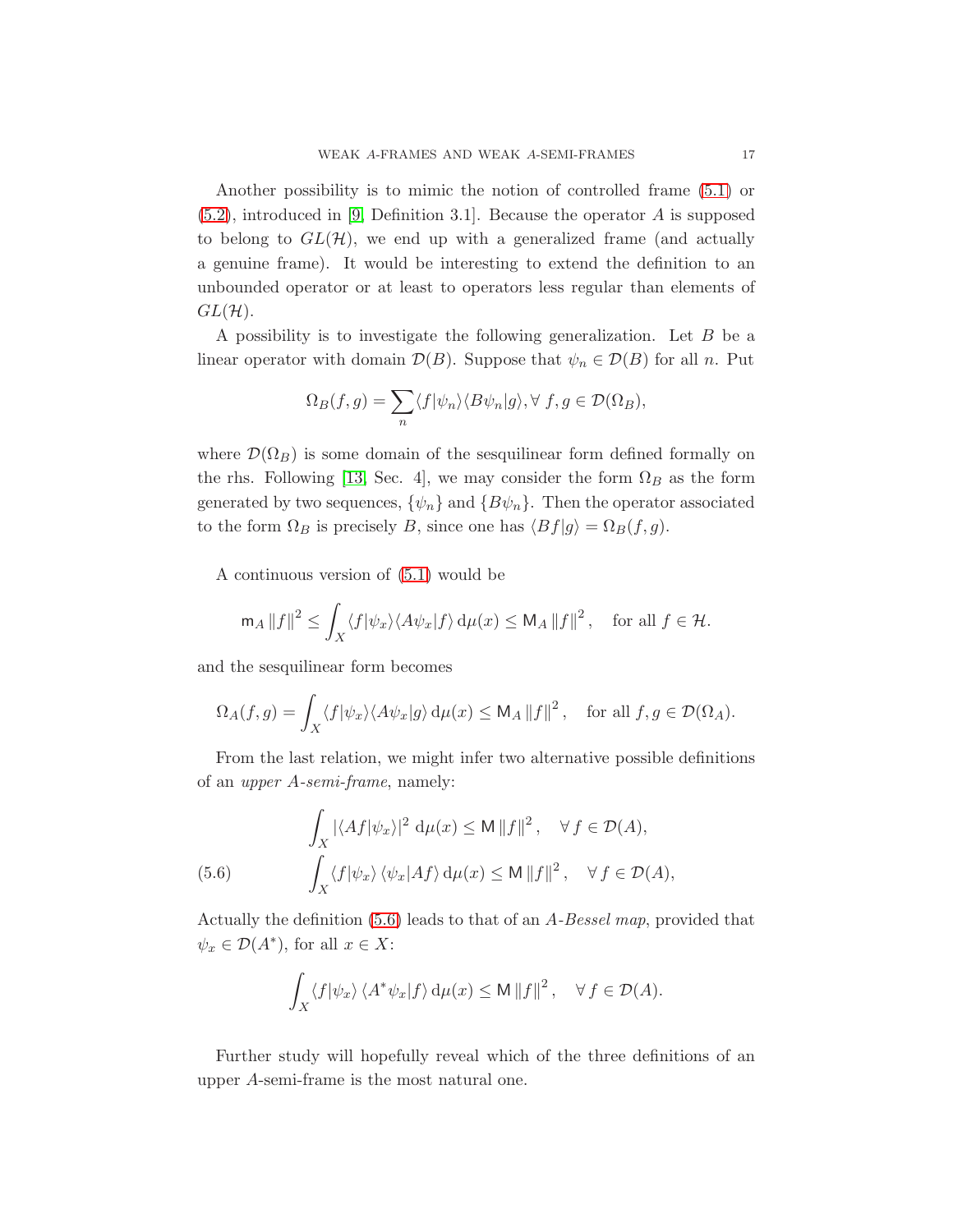Another possibility is to mimic the notion of controlled frame (5.1) or (5.2), introduced in [9, Definition 3.1]. Because the operator $A$ is supposed to belong to $GL(\mathcal{H})$, we end up with a generalized frame (and actually a genuine frame). It would be interesting to extend the definition to an unbounded operator or at least to operators less regular than elements of $GL(\mathcal{H})$.

A possibility is to investigate the following generalization. Let $B$ be a linear operator with domain $\mathcal{D}(B)$. Suppose that $\psi_n \in \mathcal{D}(B)$ for all $n$. Put

$$\Omega_B(f,g) = \sum_n \langle f|\psi_n\rangle\langle B\psi_n|g\rangle, \forall\, f,g \in \mathcal{D}(\Omega_B),$$

where $\mathcal{D}(\Omega_B)$ is some domain of the sesquilinear form defined formally on the rhs. Following [13, Sec. 4], we may consider the form $\Omega_B$ as the form generated by two sequences, $\{\psi_n\}$ and $\{B\psi_n\}$. Then the operator associated to the form $\Omega_B$ is precisely $B$, since one has $\langle Bf|g\rangle = \Omega_B(f,g)$.

A continuous version of (5.1) would be

$$\mathsf{m}_A \|f\|^2 \le \int_X \langle f|\psi_x\rangle\langle A\psi_x|f\rangle \,\mathrm{d}\mu(x) \le \mathsf{M}_A \|f\|^2, \quad \text{for all } f \in \mathcal{H}.$$

and the sesquilinear form becomes

$$\Omega_A(f,g) = \int_X \langle f|\psi_x\rangle\langle A\psi_x|g\rangle \,\mathrm{d}\mu(x) \le \mathsf{M}_A \|f\|^2, \quad \text{for all } f,g \in \mathcal{D}(\Omega_A).$$

From the last relation, we might infer two alternative possible definitions of an *upper A-semi-frame*, namely:

$$\begin{aligned}
&\int_X |\langle Af|\psi_x\rangle|^2 \,\mathrm{d}\mu(x) \le \mathsf{M}\|f\|^2, \quad \forall\, f \in \mathcal{D}(A), \\
(5.6) \qquad &\int_X \langle f|\psi_x\rangle\,\langle\psi_x|Af\rangle \,\mathrm{d}\mu(x) \le \mathsf{M}\|f\|^2, \quad \forall\, f \in \mathcal{D}(A),
\end{aligned}$$

Actually the definition (5.6) leads to that of an *A-Bessel map*, provided that $\psi_x \in \mathcal{D}(A^*)$, for all $x \in X$:

$$\int_X \langle f|\psi_x\rangle\,\langle A^*\psi_x|f\rangle \,\mathrm{d}\mu(x) \le \mathsf{M}\|f\|^2, \quad \forall\, f \in \mathcal{D}(A).$$

Further study will hopefully reveal which of the three definitions of an upper $A$-semi-frame is the most natural one.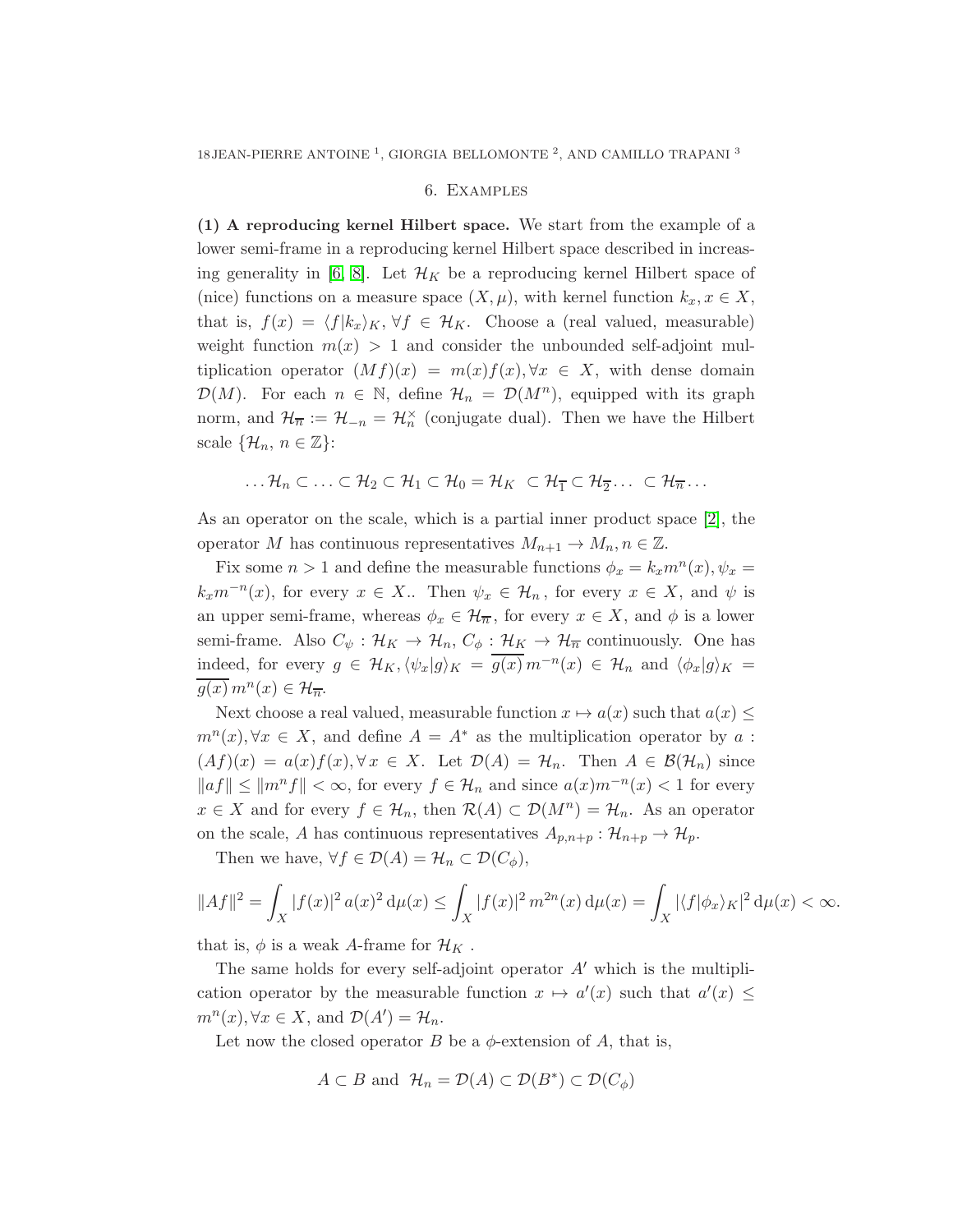## 6. Examples

**(1) A reproducing kernel Hilbert space.** We start from the example of a lower semi-frame in a reproducing kernel Hilbert space described in increasing generality in [6, 8]. Let $\mathcal{H}_K$ be a reproducing kernel Hilbert space of (nice) functions on a measure space $(X, \mu)$, with kernel function $k_x, x \in X$, that is, $f(x) = \langle f|k_x\rangle_K, \forall f \in \mathcal{H}_K$. Choose a (real valued, measurable) weight function $m(x) > 1$ and consider the unbounded self-adjoint multiplication operator $(Mf)(x) = m(x)f(x), \forall x \in X$, with dense domain $\mathcal{D}(M)$. For each $n \in \mathbb{N}$, define $\mathcal{H}_n = \mathcal{D}(M^n)$, equipped with its graph norm, and $\mathcal{H}_{\overline{n}} := \mathcal{H}_{-n} = \mathcal{H}_n^\times$ (conjugate dual). Then we have the Hilbert scale $\{\mathcal{H}_n, n \in \mathbb{Z}\}$:

$$\ldots \mathcal{H}_n \subset \ldots \subset \mathcal{H}_2 \subset \mathcal{H}_1 \subset \mathcal{H}_0 = \mathcal{H}_K \subset \mathcal{H}_{\overline{1}} \subset \mathcal{H}_{\overline{2}} \ldots \subset \mathcal{H}_{\overline{n}} \ldots$$

As an operator on the scale, which is a partial inner product space [2], the operator $M$ has continuous representatives $M_{n+1} \to M_n, n \in \mathbb{Z}$.

Fix some $n > 1$ and define the measurable functions $\phi_x = k_x m^n(x), \psi_x = k_x m^{-n}(x)$, for every $x \in X$.. Then $\psi_x \in \mathcal{H}_n$, for every $x \in X$, and $\psi$ is an upper semi-frame, whereas $\phi_x \in \mathcal{H}_{\overline{n}}$, for every $x \in X$, and $\phi$ is a lower semi-frame. Also $C_\psi : \mathcal{H}_K \to \mathcal{H}_n$, $C_\phi : \mathcal{H}_K \to \mathcal{H}_{\overline{n}}$ continuously. One has indeed, for every $g \in \mathcal{H}_K, \langle \psi_x|g\rangle_K = \overline{g(x)}\, m^{-n}(x) \in \mathcal{H}_n$ and $\langle \phi_x|g\rangle_K = \overline{g(x)}\, m^n(x) \in \mathcal{H}_{\overline{n}}$.

Next choose a real valued, measurable function $x \mapsto a(x)$ such that $a(x) \leq m^n(x), \forall x \in X$, and define $A = A^*$ as the multiplication operator by $a$ : $(Af)(x) = a(x)f(x), \forall\, x \in X$. Let $\mathcal{D}(A) = \mathcal{H}_n$. Then $A \in \mathcal{B}(\mathcal{H}_n)$ since $\|af\| \leq \|m^n f\| < \infty$, for every $f \in \mathcal{H}_n$ and since $a(x)m^{-n}(x) < 1$ for every $x \in X$ and for every $f \in \mathcal{H}_n$, then $\mathcal{R}(A) \subset \mathcal{D}(M^n) = \mathcal{H}_n$. As an operator on the scale, $A$ has continuous representatives $A_{p,n+p} : \mathcal{H}_{n+p} \to \mathcal{H}_p$.

Then we have, $\forall f \in \mathcal{D}(A) = \mathcal{H}_n \subset \mathcal{D}(C_\phi)$,

$$\|Af\|^2 = \int_X |f(x)|^2\, a(x)^2\, \mathrm{d}\mu(x) \leq \int_X |f(x)|^2\, m^{2n}(x)\, \mathrm{d}\mu(x) = \int_X |\langle f|\phi_x\rangle_K|^2\, \mathrm{d}\mu(x) < \infty.$$

that is, $\phi$ is a weak $A$-frame for $\mathcal{H}_K$ .

The same holds for every self-adjoint operator $A'$ which is the multiplication operator by the measurable function $x \mapsto a'(x)$ such that $a'(x) \leq m^n(x), \forall x \in X$, and $\mathcal{D}(A') = \mathcal{H}_n$.

Let now the closed operator $B$ be a $\phi$-extension of $A$, that is,

$$A \subset B \text{ and } \mathcal{H}_n = \mathcal{D}(A) \subset \mathcal{D}(B^*) \subset \mathcal{D}(C_\phi)$$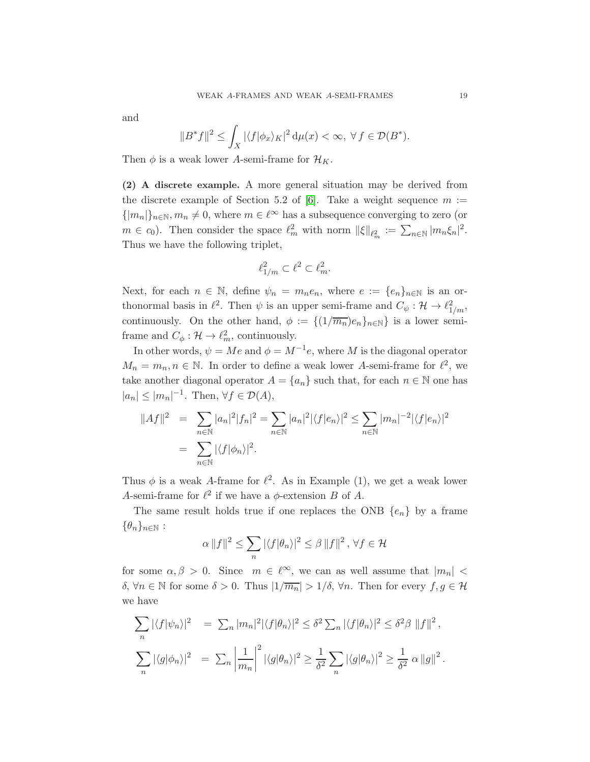and

$$\|B^*f\|^2 \leq \int_X |\langle f|\phi_x\rangle_K|^2 \, \mathrm{d}\mu(x) < \infty, \ \forall \, f \in \mathcal{D}(B^*).$$

Then $\phi$ is a weak lower $A$-semi-frame for $\mathcal{H}_K$.

**(2) A discrete example.** A more general situation may be derived from the discrete example of Section 5.2 of [6]. Take a weight sequence $m := \{|m_n|\}_{n\in\mathbb{N}}, m_n \neq 0$, where $m \in \ell^\infty$ has a subsequence converging to zero (or $m \in c_0$). Then consider the space $\ell^2_m$ with norm $\|\xi\|_{\ell^2_m} := \sum_{n\in\mathbb{N}} |m_n \xi_n|^2$. Thus we have the following triplet,

$$\ell^2_{1/m} \subset \ell^2 \subset \ell^2_m.$$

Next, for each $n \in \mathbb{N}$, define $\psi_n = m_n e_n$, where $e := \{e_n\}_{n\in\mathbb{N}}$ is an orthonormal basis in $\ell^2$. Then $\psi$ is an upper semi-frame and $C_\psi : \mathcal{H} \to \ell^2_{1/m}$, continuously. On the other hand, $\phi := \{(1/\overline{m_n})e_n\}_{n\in\mathbb{N}}$ is a lower semi-frame and $C_\phi : \mathcal{H} \to \ell^2_m$, continuously.

In other words, $\psi = Me$ and $\phi = M^{-1}e$, where $M$ is the diagonal operator $M_n = m_n, n \in \mathbb{N}$. In order to define a weak lower $A$-semi-frame for $\ell^2$, we take another diagonal operator $A = \{a_n\}$ such that, for each $n \in \mathbb{N}$ one has $|a_n| \leq |m_n|^{-1}$. Then, $\forall f \in \mathcal{D}(A)$,

$$\begin{aligned}
\|Af\|^2 &= \sum_{n\in\mathbb{N}} |a_n|^2 |f_n|^2 = \sum_{n\in\mathbb{N}} |a_n|^2 |\langle f|e_n\rangle|^2 \leq \sum_{n\in\mathbb{N}} |m_n|^{-2} |\langle f|e_n\rangle|^2 \\
&= \sum_{n\in\mathbb{N}} |\langle f|\phi_n\rangle|^2.
\end{aligned}$$

Thus $\phi$ is a weak $A$-frame for $\ell^2$. As in Example (1), we get a weak lower $A$-semi-frame for $\ell^2$ if we have a $\phi$-extension $B$ of $A$.

The same result holds true if one replaces the ONB $\{e_n\}$ by a frame $\{\theta_n\}_{n\in\mathbb{N}}$ :

$$\alpha \, \|f\|^2 \leq \sum_n |\langle f|\theta_n\rangle|^2 \leq \beta \, \|f\|^2, \ \forall f \in \mathcal{H}$$

for some $\alpha, \beta > 0$. Since $m \in \ell^\infty$, we can as well assume that $|m_n| < \delta, \ \forall n \in \mathbb{N}$ for some $\delta > 0$. Thus $|1/\overline{m_n}| > 1/\delta, \ \forall n$. Then for every $f, g \in \mathcal{H}$ we have

$$\begin{aligned}
\sum_n |\langle f|\psi_n\rangle|^2 &= \textstyle\sum_n |m_n|^2 |\langle f|\theta_n\rangle|^2 \leq \delta^2 \sum_n |\langle f|\theta_n\rangle|^2 \leq \delta^2 \beta \, \|f\|^2, \\
\sum_n |\langle g|\phi_n\rangle|^2 &= \textstyle\sum_n \left|\dfrac{1}{m_n}\right|^2 |\langle g|\theta_n\rangle|^2 \geq \dfrac{1}{\delta^2} \displaystyle\sum_n |\langle g|\theta_n\rangle|^2 \geq \frac{1}{\delta^2} \, \alpha \, \|g\|^2.
\end{aligned}$$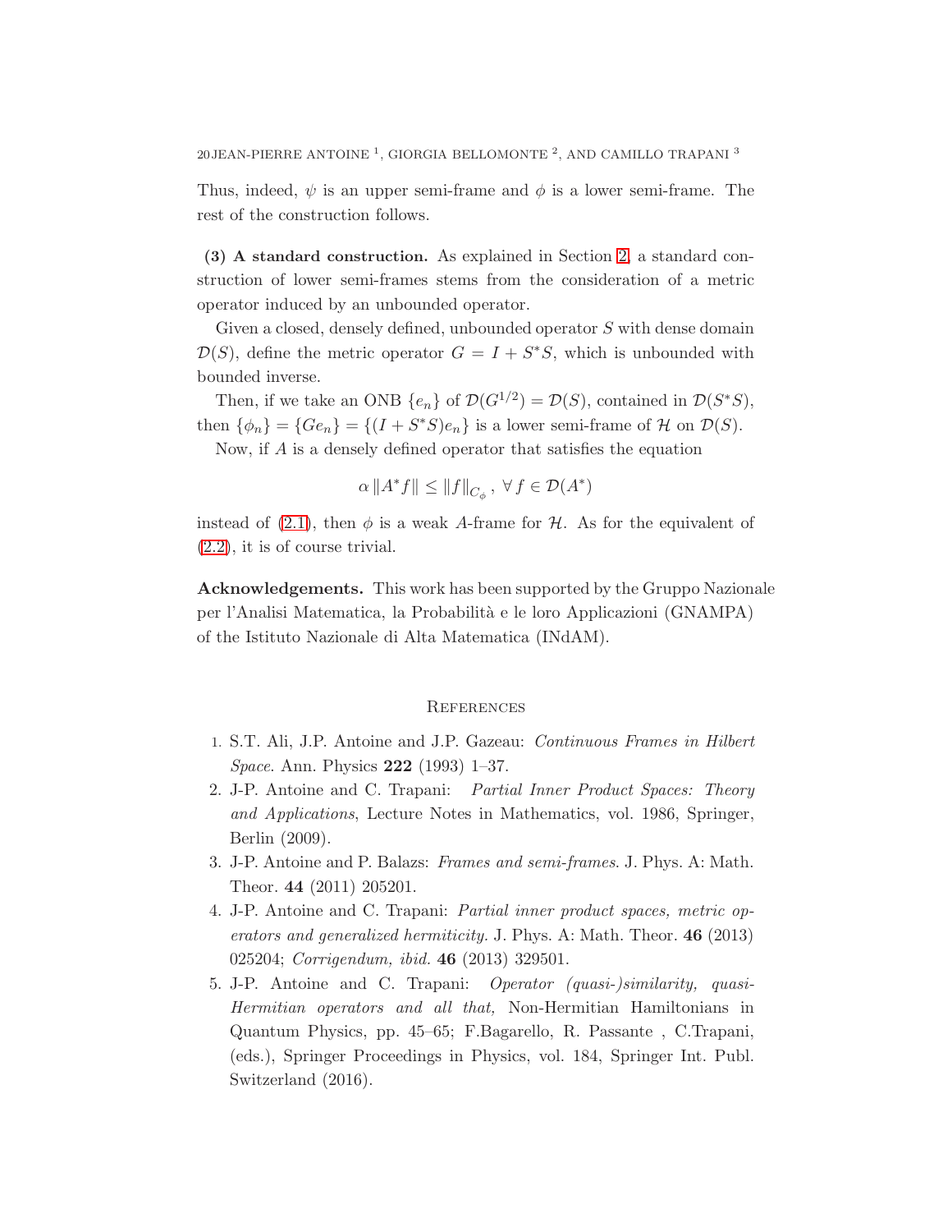Thus, indeed, $\psi$ is an upper semi-frame and $\phi$ is a lower semi-frame. The rest of the construction follows.

**(3) A standard construction.** As explained in Section 2, a standard construction of lower semi-frames stems from the consideration of a metric operator induced by an unbounded operator.

Given a closed, densely defined, unbounded operator $S$ with dense domain $\mathcal{D}(S)$, define the metric operator $G = I + S^*S$, which is unbounded with bounded inverse.

Then, if we take an ONB $\{e_n\}$ of $\mathcal{D}(G^{1/2}) = \mathcal{D}(S)$, contained in $\mathcal{D}(S^*S)$, then $\{\phi_n\} = \{Ge_n\} = \{(I + S^*S)e_n\}$ is a lower semi-frame of $\mathcal{H}$ on $\mathcal{D}(S)$.

Now, if $A$ is a densely defined operator that satisfies the equation

$$\alpha \|A^*f\| \leq \|f\|_{C_\phi}, \ \forall f \in \mathcal{D}(A^*)$$

instead of (2.1), then $\phi$ is a weak $A$-frame for $\mathcal{H}$. As for the equivalent of (2.2), it is of course trivial.

**Acknowledgements.** This work has been supported by the Gruppo Nazionale per l'Analisi Matematica, la Probabilità e le loro Applicazioni (GNAMPA) of the Istituto Nazionale di Alta Matematica (INdAM).

## References

1. S.T. Ali, J.P. Antoine and J.P. Gazeau: *Continuous Frames in Hilbert Space*. Ann. Physics **222** (1993) 1–37.
2. J-P. Antoine and C. Trapani: *Partial Inner Product Spaces: Theory and Applications*, Lecture Notes in Mathematics, vol. 1986, Springer, Berlin (2009).
3. J-P. Antoine and P. Balazs: *Frames and semi-frames*. J. Phys. A: Math. Theor. **44** (2011) 205201.
4. J-P. Antoine and C. Trapani: *Partial inner product spaces, metric operators and generalized hermiticity.* J. Phys. A: Math. Theor. **46** (2013) 025204; *Corrigendum, ibid.* **46** (2013) 329501.
5. J-P. Antoine and C. Trapani: *Operator (quasi-)similarity, quasi-Hermitian operators and all that,* Non-Hermitian Hamiltonians in Quantum Physics, pp. 45–65; F.Bagarello, R. Passante , C.Trapani, (eds.), Springer Proceedings in Physics, vol. 184, Springer Int. Publ. Switzerland (2016).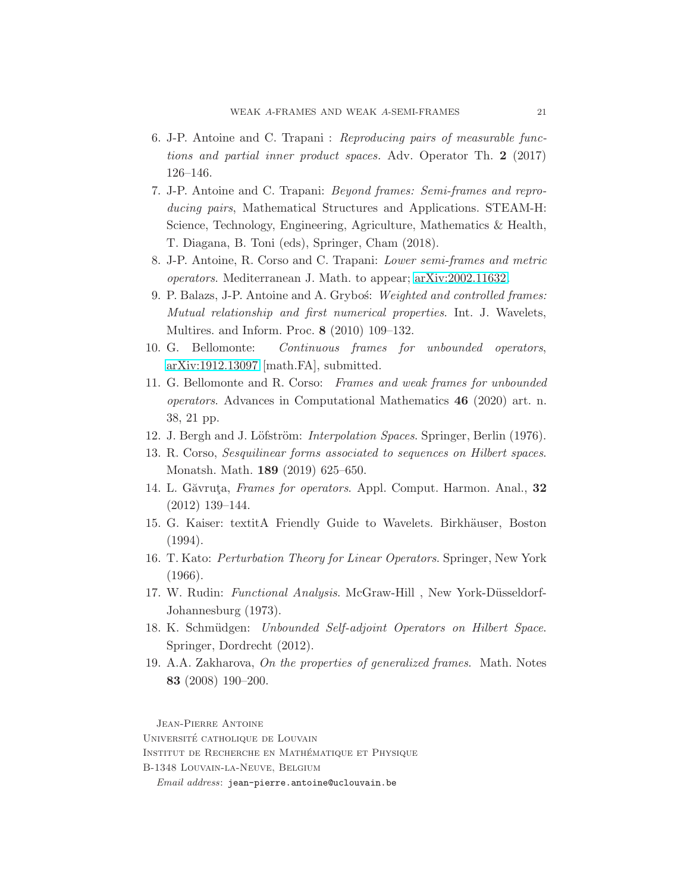6. J-P. Antoine and C. Trapani : *Reproducing pairs of measurable functions and partial inner product spaces*. Adv. Operator Th. **2** (2017) 126–146.
7. J-P. Antoine and C. Trapani: *Beyond frames: Semi-frames and reproducing pairs*, Mathematical Structures and Applications. STEAM-H: Science, Technology, Engineering, Agriculture, Mathematics & Health, T. Diagana, B. Toni (eds), Springer, Cham (2018).
8. J-P. Antoine, R. Corso and C. Trapani: *Lower semi-frames and metric operators*. Mediterranean J. Math. to appear; arXiv:2002.11632.
9. P. Balazs, J-P. Antoine and A. Gryboś: *Weighted and controlled frames: Mutual relationship and first numerical properties*. Int. J. Wavelets, Multires. and Inform. Proc. **8** (2010) 109–132.
10. G. Bellomonte: *Continuous frames for unbounded operators*, arXiv:1912.13097 [math.FA], submitted.
11. G. Bellomonte and R. Corso: *Frames and weak frames for unbounded operators*. Advances in Computational Mathematics **46** (2020) art. n. 38, 21 pp.
12. J. Bergh and J. Löfström: *Interpolation Spaces*. Springer, Berlin (1976).
13. R. Corso, *Sesquilinear forms associated to sequences on Hilbert spaces*. Monatsh. Math. **189** (2019) 625–650.
14. L. Găvruţa, *Frames for operators*. Appl. Comput. Harmon. Anal., **32** (2012) 139–144.
15. G. Kaiser: textitA Friendly Guide to Wavelets. Birkhäuser, Boston (1994).
16. T. Kato: *Perturbation Theory for Linear Operators*. Springer, New York (1966).
17. W. Rudin: *Functional Analysis*. McGraw-Hill , New York-Düsseldorf-Johannesburg (1973).
18. K. Schmüdgen: *Unbounded Self-adjoint Operators on Hilbert Space*. Springer, Dordrecht (2012).
19. A.A. Zakharova, *On the properties of generalized frames*. Math. Notes **83** (2008) 190–200.

Jean-Pierre Antoine
Université catholique de Louvain
Institut de Recherche en Mathématique et Physique
B-1348 Louvain-la-Neuve, Belgium

*Email address*: `jean-pierre.antoine@uclouvain.be`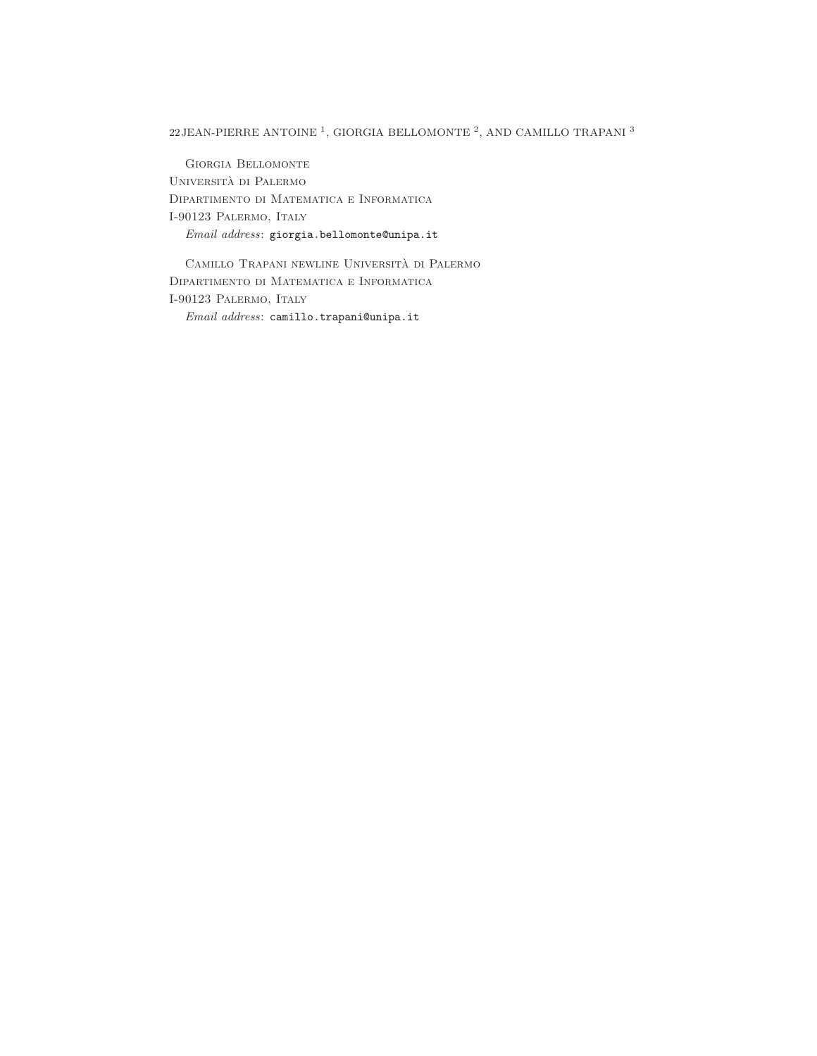Giorgia Bellomonte
Università di Palermo
Dipartimento di Matematica e Informatica
I-90123 Palermo, Italy
*Email address*: giorgia.bellomonte@unipa.it

Camillo Trapani newline Università di Palermo
Dipartimento di Matematica e Informatica
I-90123 Palermo, Italy
*Email address*: camillo.trapani@unipa.it